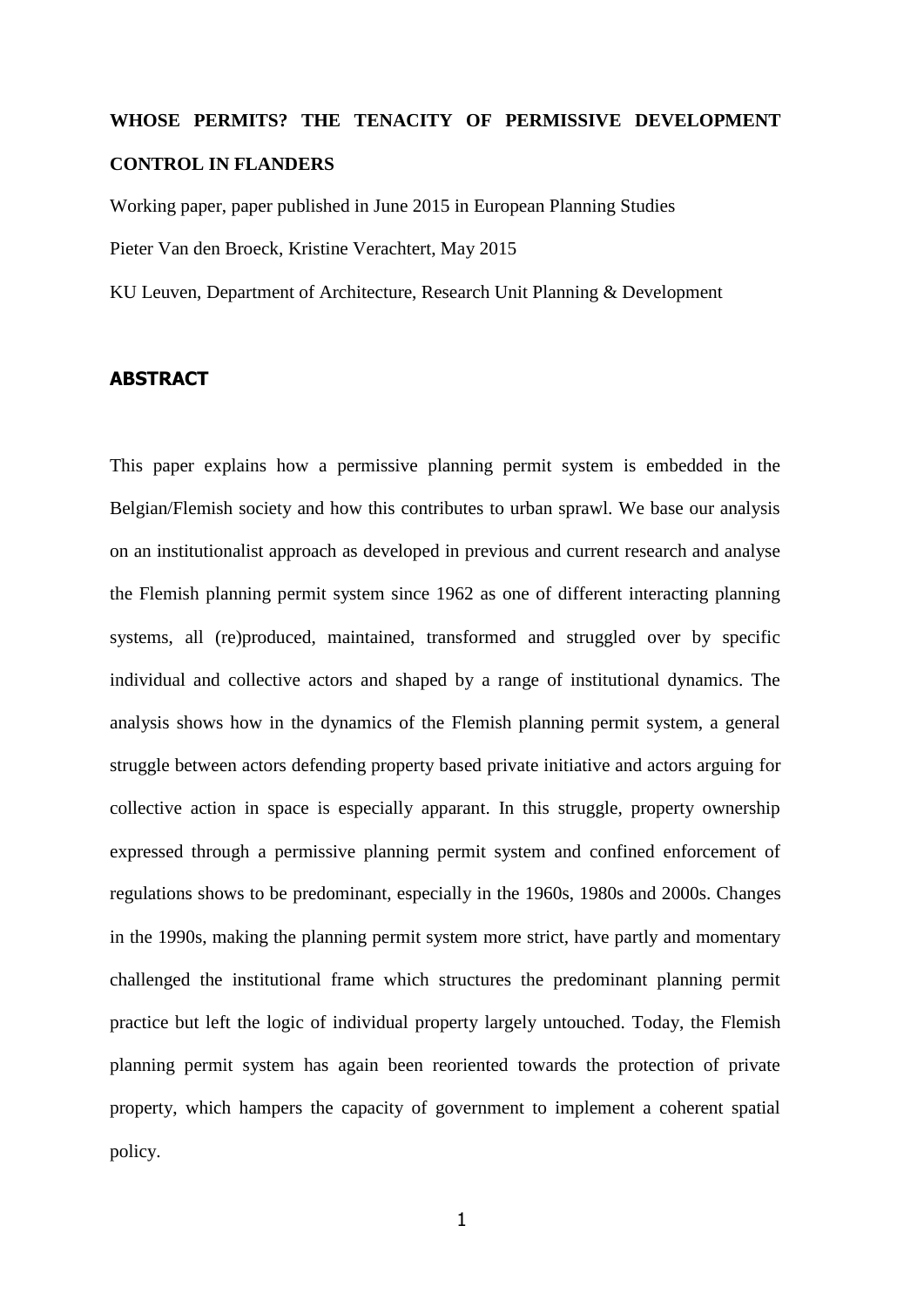# WHOSE PERMITS? THE TENACITY OF PERMISSIVE DEVELOPMENT CONTROL IN FLANDERS

Working paper, paper published in June 2015 in European Planning Studies

Pieter Van den Broeck, Kristine Verachtert, May 2015

KU Leuven, Department of Architecture, Research Unit Planning & Development

## ABSTRACT

This paper explains how a permissive planning permit system is embedded in the Belgian/Flemish society and how this contributes to urban sprawl. We base our analysis on an institutionalist approach as developed in previous and current research and analyse the Flemish planning permit system since 1962 as one of different interacting planning systems, all (re)produced, maintained, transformed and struggled over by specific individual and collective actors and shaped by a range of institutional dynamics. The analysis shows how in the dynamics of the Flemish planning permit system, a general struggle between actors defending property based private initiative and actors arguing for collective action in space is especially apparant. In this struggle, property ownership expressed through a permissive planning permit system and confined enforcement of regulations shows to be predominant, especially in the 1960s, 1980s and 2000s. Changes in the 1990s, making the planning permit system more strict, have partly and momentary challenged the institutional frame which structures the predominant planning permit practice but left the logic of individual property largely untouched. Today, the Flemish planning permit system has again been reoriented towards the protection of private property, which hampers the capacity of government to implement a coherent spatial policy.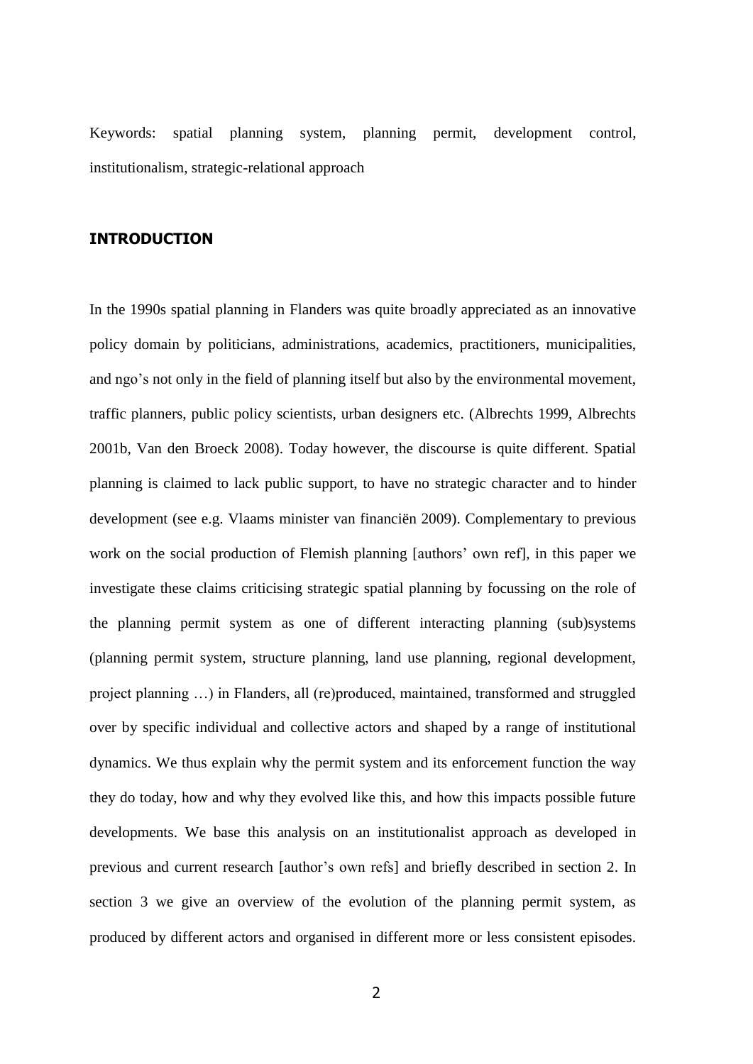Keywords: spatial planning system, planning permit, development control, institutionalism, strategic-relational approach

## INTRODUCTION

In the 1990s spatial planning in Flanders was quite broadly appreciated as an innovative policy domain by politicians, administrations, academics, practitioners, municipalities, and ngo's not only in the field of planning itself but also by the environmental movement, traffic planners, public policy scientists, urban designers etc. (Albrechts 1999, Albrechts 2001b, Van den Broeck 2008). Today however, the discourse is quite different. Spatial planning is claimed to lack public support, to have no strategic character and to hinder development (see e.g. Vlaams minister van financiën 2009). Complementary to previous work on the social production of Flemish planning [authors' own ref], in this paper we investigate these claims criticising strategic spatial planning by focussing on the role of the planning permit system as one of different interacting planning (sub)systems (planning permit system, structure planning, land use planning, regional development, project planning …) in Flanders, all (re)produced, maintained, transformed and struggled over by specific individual and collective actors and shaped by a range of institutional dynamics. We thus explain why the permit system and its enforcement function the way they do today, how and why they evolved like this, and how this impacts possible future developments. We base this analysis on an institutionalist approach as developed in previous and current research [author's own refs] and briefly described in section 2. In section 3 we give an overview of the evolution of the planning permit system, as produced by different actors and organised in different more or less consistent episodes.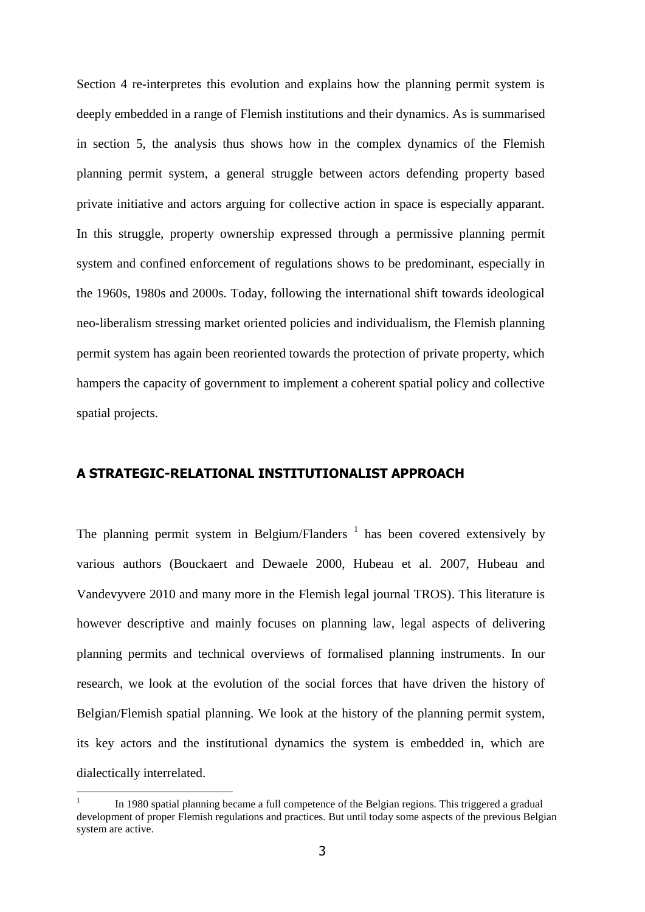Section 4 re-interpretes this evolution and explains how the planning permit system is deeply embedded in a range of Flemish institutions and their dynamics. As is summarised in section 5, the analysis thus shows how in the complex dynamics of the Flemish planning permit system, a general struggle between actors defending property based private initiative and actors arguing for collective action in space is especially apparant. In this struggle, property ownership expressed through a permissive planning permit system and confined enforcement of regulations shows to be predominant, especially in the 1960s, 1980s and 2000s. Today, following the international shift towards ideological neo-liberalism stressing market oriented policies and individualism, the Flemish planning permit system has again been reoriented towards the protection of private property, which hampers the capacity of government to implement a coherent spatial policy and collective spatial projects.

## A STRATEGIC-RELATIONAL INSTITUTIONALIST APPROACH

The planning permit system in Belgium/Flanders [1] has been covered extensively by various authors (Bouckaert and Dewaele 2000, Hubeau et al. 2007, Hubeau and Vandevyvere 2010 and many more in the Flemish legal journal TROS). This literature is however descriptive and mainly focuses on planning law, legal aspects of delivering planning permits and technical overviews of formalised planning instruments. In our research, we look at the evolution of the social forces that have driven the history of Belgian/Flemish spatial planning. We look at the history of the planning permit system, its key actors and the institutional dynamics the system is embedded in, which are dialectically interrelated.

[1] In 1980 spatial planning became a full competence of the Belgian regions. This triggered a gradual development of proper Flemish regulations and practices. But until today some aspects of the previous Belgian system are active.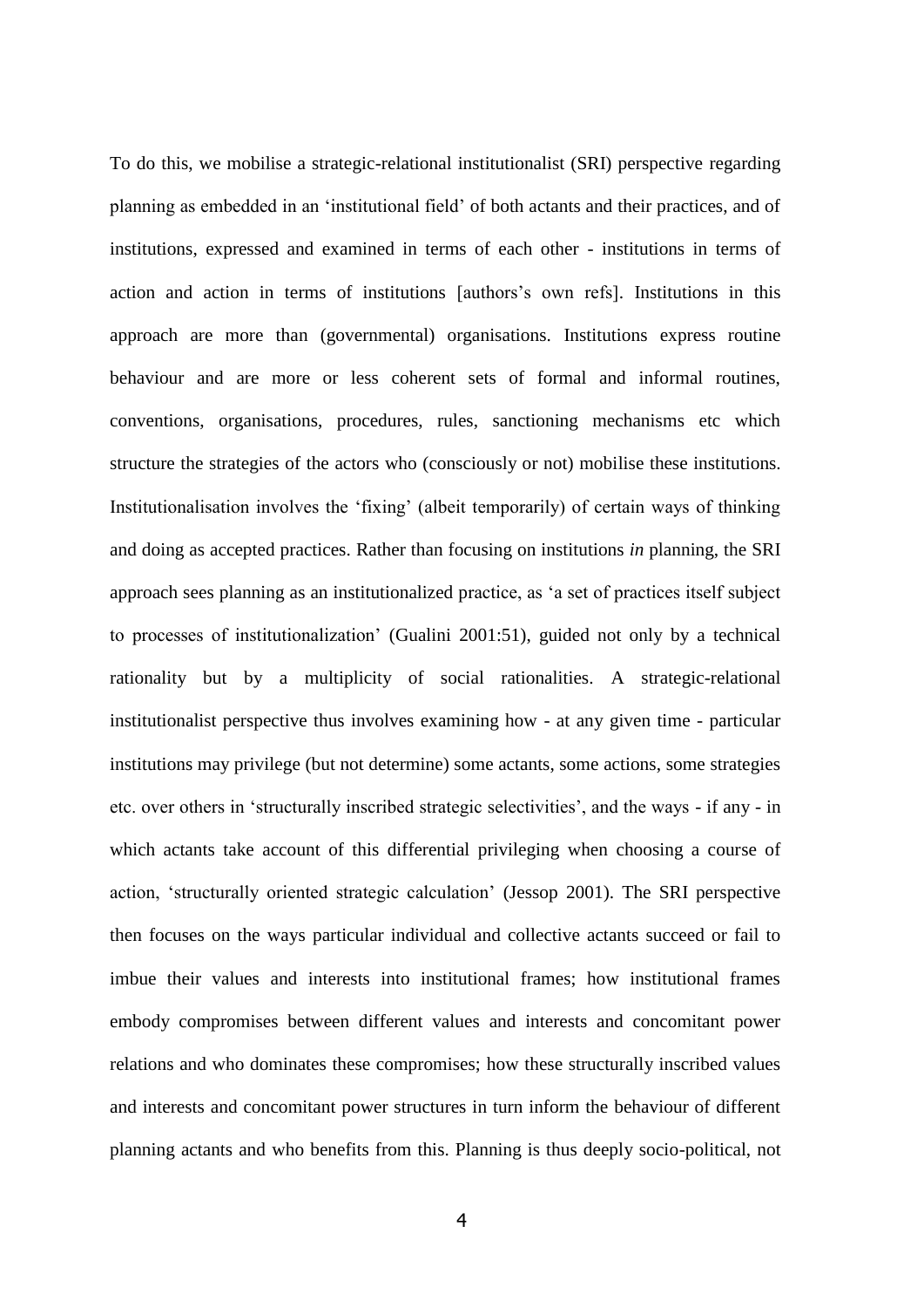To do this, we mobilise a strategic-relational institutionalist (SRI) perspective regarding planning as embedded in an 'institutional field' of both actants and their practices, and of institutions, expressed and examined in terms of each other - institutions in terms of action and action in terms of institutions [authors's own refs]. Institutions in this approach are more than (governmental) organisations. Institutions express routine behaviour and are more or less coherent sets of formal and informal routines, conventions, organisations, procedures, rules, sanctioning mechanisms etc which structure the strategies of the actors who (consciously or not) mobilise these institutions. Institutionalisation involves the 'fixing' (albeit temporarily) of certain ways of thinking and doing as accepted practices. Rather than focusing on institutions *in* planning, the SRI approach sees planning as an institutionalized practice, as 'a set of practices itself subject to processes of institutionalization' (Gualini 2001:51), guided not only by a technical rationality but by a multiplicity of social rationalities. A strategic-relational institutionalist perspective thus involves examining how - at any given time - particular institutions may privilege (but not determine) some actants, some actions, some strategies etc. over others in 'structurally inscribed strategic selectivities', and the ways - if any - in which actants take account of this differential privileging when choosing a course of action, 'structurally oriented strategic calculation' (Jessop 2001). The SRI perspective then focuses on the ways particular individual and collective actants succeed or fail to imbue their values and interests into institutional frames; how institutional frames embody compromises between different values and interests and concomitant power relations and who dominates these compromises; how these structurally inscribed values and interests and concomitant power structures in turn inform the behaviour of different planning actants and who benefits from this. Planning is thus deeply socio-political, not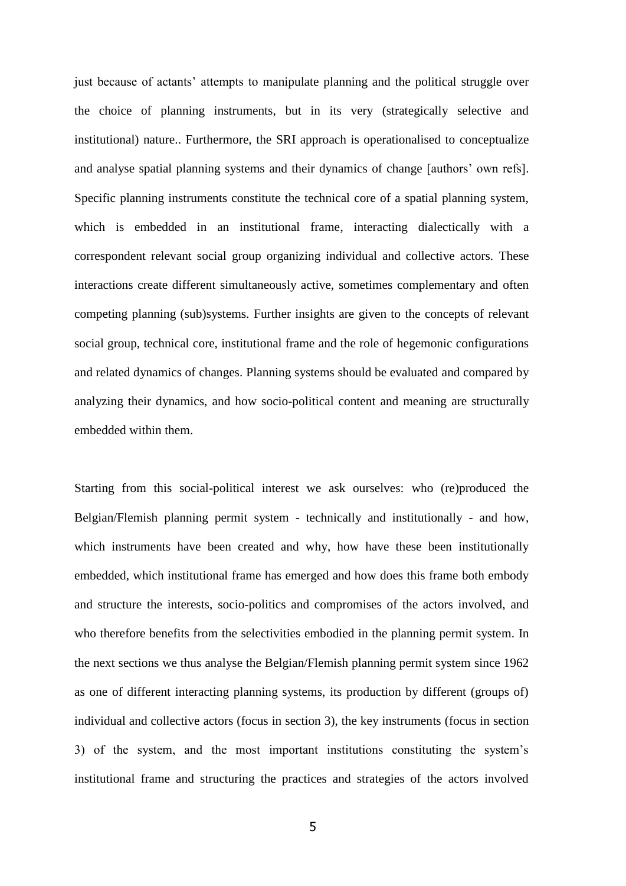just because of actants' attempts to manipulate planning and the political struggle over the choice of planning instruments, but in its very (strategically selective and institutional) nature.. Furthermore, the SRI approach is operationalised to conceptualize and analyse spatial planning systems and their dynamics of change [authors' own refs]. Specific planning instruments constitute the technical core of a spatial planning system, which is embedded in an institutional frame, interacting dialectically with a correspondent relevant social group organizing individual and collective actors. These interactions create different simultaneously active, sometimes complementary and often competing planning (sub)systems. Further insights are given to the concepts of relevant social group, technical core, institutional frame and the role of hegemonic configurations and related dynamics of changes. Planning systems should be evaluated and compared by analyzing their dynamics, and how socio-political content and meaning are structurally embedded within them.

Starting from this social-political interest we ask ourselves: who (re)produced the Belgian/Flemish planning permit system - technically and institutionally - and how, which instruments have been created and why, how have these been institutionally embedded, which institutional frame has emerged and how does this frame both embody and structure the interests, socio-politics and compromises of the actors involved, and who therefore benefits from the selectivities embodied in the planning permit system. In the next sections we thus analyse the Belgian/Flemish planning permit system since 1962 as one of different interacting planning systems, its production by different (groups of) individual and collective actors (focus in section 3), the key instruments (focus in section 3) of the system, and the most important institutions constituting the system's institutional frame and structuring the practices and strategies of the actors involved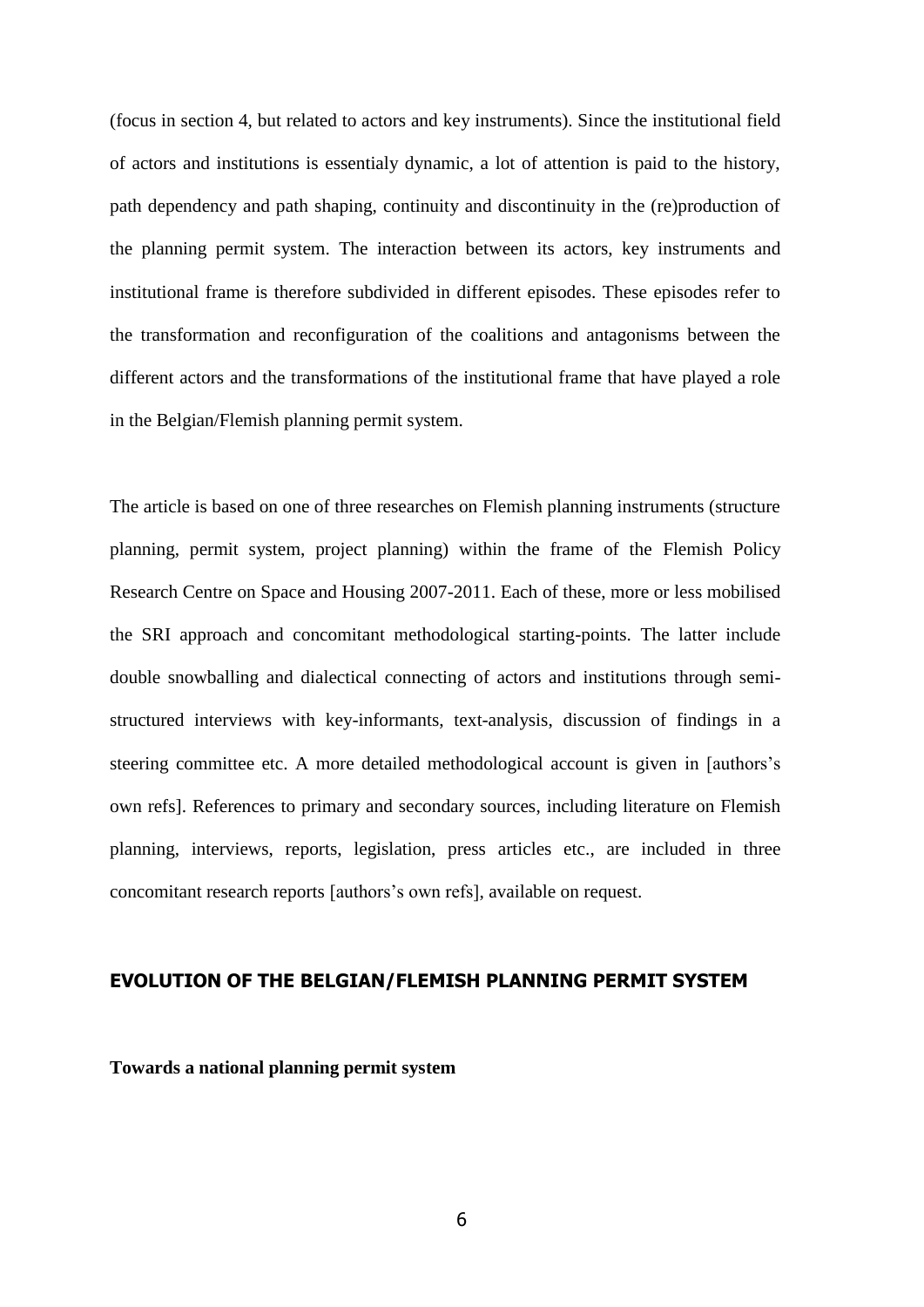(focus in section 4, but related to actors and key instruments). Since the institutional field of actors and institutions is essentialy dynamic, a lot of attention is paid to the history, path dependency and path shaping, continuity and discontinuity in the (re)production of the planning permit system. The interaction between its actors, key instruments and institutional frame is therefore subdivided in different episodes. These episodes refer to the transformation and reconfiguration of the coalitions and antagonisms between the different actors and the transformations of the institutional frame that have played a role in the Belgian/Flemish planning permit system.

The article is based on one of three researches on Flemish planning instruments (structure planning, permit system, project planning) within the frame of the Flemish Policy Research Centre on Space and Housing 2007-2011. Each of these, more or less mobilised the SRI approach and concomitant methodological starting-points. The latter include double snowballing and dialectical connecting of actors and institutions through semi-structured interviews with key-informants, text-analysis, discussion of findings in a steering committee etc. A more detailed methodological account is given in [authors's own refs]. References to primary and secondary sources, including literature on Flemish planning, interviews, reports, legislation, press articles etc., are included in three concomitant research reports [authors's own refs], available on request.

## EVOLUTION OF THE BELGIAN/FLEMISH PLANNING PERMIT SYSTEM

### Towards a national planning permit system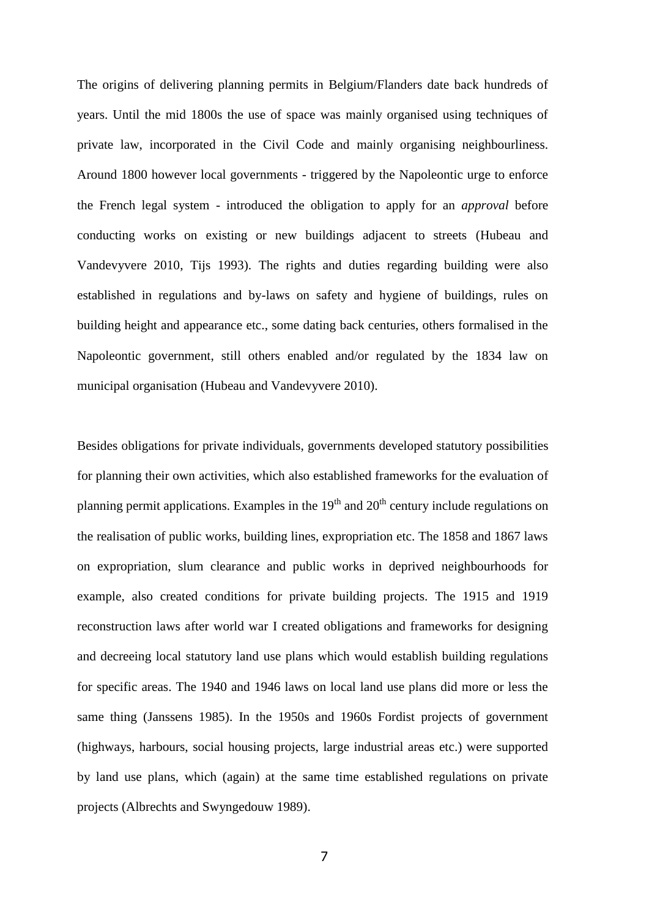The origins of delivering planning permits in Belgium/Flanders date back hundreds of years. Until the mid 1800s the use of space was mainly organised using techniques of private law, incorporated in the Civil Code and mainly organising neighbourliness. Around 1800 however local governments - triggered by the Napoleontic urge to enforce the French legal system - introduced the obligation to apply for an *approval* before conducting works on existing or new buildings adjacent to streets (Hubeau and Vandevyvere 2010, Tijs 1993). The rights and duties regarding building were also established in regulations and by-laws on safety and hygiene of buildings, rules on building height and appearance etc., some dating back centuries, others formalised in the Napoleontic government, still others enabled and/or regulated by the 1834 law on municipal organisation (Hubeau and Vandevyvere 2010).

Besides obligations for private individuals, governments developed statutory possibilities for planning their own activities, which also established frameworks for the evaluation of planning permit applications. Examples in the 19th and 20th century include regulations on the realisation of public works, building lines, expropriation etc. The 1858 and 1867 laws on expropriation, slum clearance and public works in deprived neighbourhoods for example, also created conditions for private building projects. The 1915 and 1919 reconstruction laws after world war I created obligations and frameworks for designing and decreeing local statutory land use plans which would establish building regulations for specific areas. The 1940 and 1946 laws on local land use plans did more or less the same thing (Janssens 1985). In the 1950s and 1960s Fordist projects of government (highways, harbours, social housing projects, large industrial areas etc.) were supported by land use plans, which (again) at the same time established regulations on private projects (Albrechts and Swyngedouw 1989).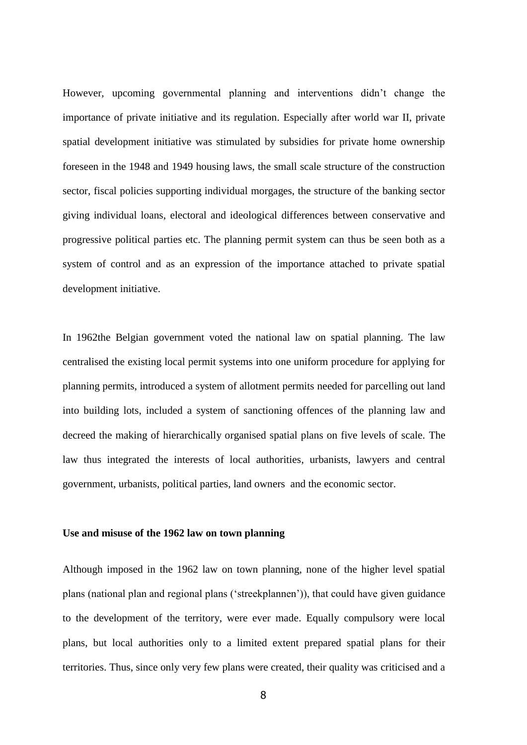However, upcoming governmental planning and interventions didn't change the importance of private initiative and its regulation. Especially after world war II, private spatial development initiative was stimulated by subsidies for private home ownership foreseen in the 1948 and 1949 housing laws, the small scale structure of the construction sector, fiscal policies supporting individual morgages, the structure of the banking sector giving individual loans, electoral and ideological differences between conservative and progressive political parties etc. The planning permit system can thus be seen both as a system of control and as an expression of the importance attached to private spatial development initiative.

In 1962the Belgian government voted the national law on spatial planning. The law centralised the existing local permit systems into one uniform procedure for applying for planning permits, introduced a system of allotment permits needed for parcelling out land into building lots, included a system of sanctioning offences of the planning law and decreed the making of hierarchically organised spatial plans on five levels of scale. The law thus integrated the interests of local authorities, urbanists, lawyers and central government, urbanists, political parties, land owners  and the economic sector.

**Use and misuse of the 1962 law on town planning**

Although imposed in the 1962 law on town planning, none of the higher level spatial plans (national plan and regional plans ('streekplannen')), that could have given guidance to the development of the territory, were ever made. Equally compulsory were local plans, but local authorities only to a limited extent prepared spatial plans for their territories. Thus, since only very few plans were created, their quality was criticised and a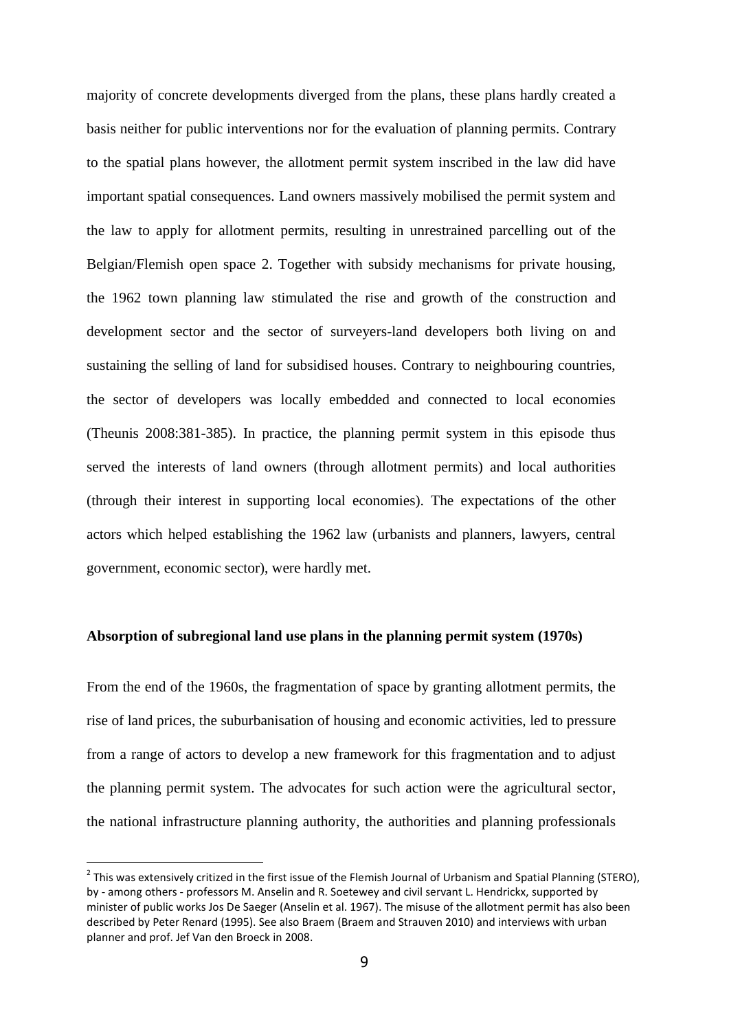majority of concrete developments diverged from the plans, these plans hardly created a basis neither for public interventions nor for the evaluation of planning permits. Contrary to the spatial plans however, the allotment permit system inscribed in the law did have important spatial consequences. Land owners massively mobilised the permit system and the law to apply for allotment permits, resulting in unrestrained parcelling out of the Belgian/Flemish open space [2]. Together with subsidy mechanisms for private housing, the 1962 town planning law stimulated the rise and growth of the construction and development sector and the sector of surveyers-land developers both living on and sustaining the selling of land for subsidised houses. Contrary to neighbouring countries, the sector of developers was locally embedded and connected to local economies (Theunis 2008:381-385). In practice, the planning permit system in this episode thus served the interests of land owners (through allotment permits) and local authorities (through their interest in supporting local economies). The expectations of the other actors which helped establishing the 1962 law (urbanists and planners, lawyers, central government, economic sector), were hardly met.

**Absorption of subregional land use plans in the planning permit system (1970s)**

From the end of the 1960s, the fragmentation of space by granting allotment permits, the rise of land prices, the suburbanisation of housing and economic activities, led to pressure from a range of actors to develop a new framework for this fragmentation and to adjust the planning permit system. The advocates for such action were the agricultural sector, the national infrastructure planning authority, the authorities and planning professionals

[2] This was extensively critized in the first issue of the Flemish Journal of Urbanism and Spatial Planning (STERO), by - among others - professors M. Anselin and R. Soetewey and civil servant L. Hendrickx, supported by minister of public works Jos De Saeger (Anselin et al. 1967). The misuse of the allotment permit has also been described by Peter Renard (1995). See also Braem (Braem and Strauven 2010) and interviews with urban planner and prof. Jef Van den Broeck in 2008.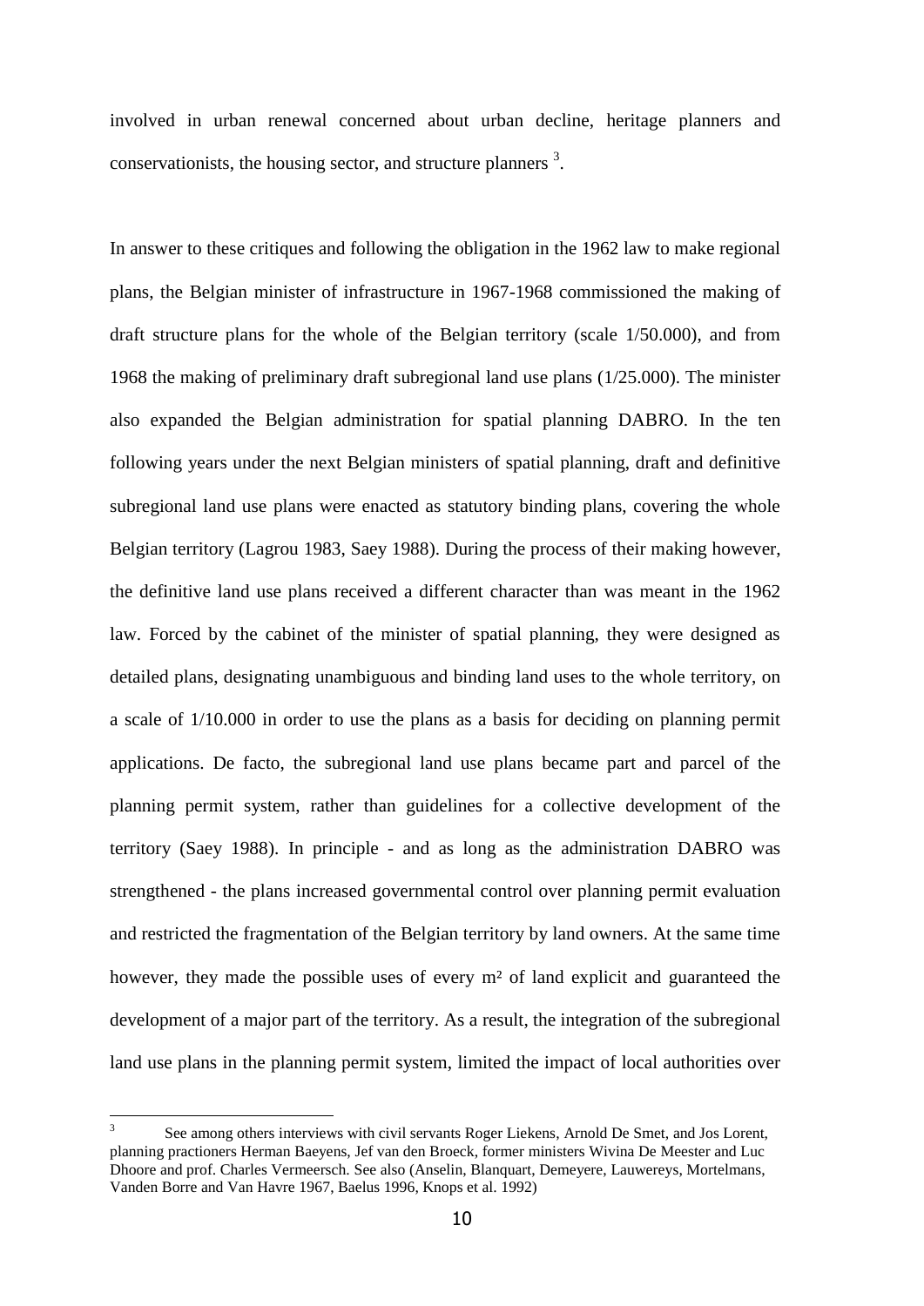involved in urban renewal concerned about urban decline, heritage planners and conservationists, the housing sector, and structure planners [3].

In answer to these critiques and following the obligation in the 1962 law to make regional plans, the Belgian minister of infrastructure in 1967-1968 commissioned the making of draft structure plans for the whole of the Belgian territory (scale 1/50.000), and from 1968 the making of preliminary draft subregional land use plans (1/25.000). The minister also expanded the Belgian administration for spatial planning DABRO. In the ten following years under the next Belgian ministers of spatial planning, draft and definitive subregional land use plans were enacted as statutory binding plans, covering the whole Belgian territory (Lagrou 1983, Saey 1988). During the process of their making however, the definitive land use plans received a different character than was meant in the 1962 law. Forced by the cabinet of the minister of spatial planning, they were designed as detailed plans, designating unambiguous and binding land uses to the whole territory, on a scale of 1/10.000 in order to use the plans as a basis for deciding on planning permit applications. De facto, the subregional land use plans became part and parcel of the planning permit system, rather than guidelines for a collective development of the territory (Saey 1988). In principle - and as long as the administration DABRO was strengthened - the plans increased governmental control over planning permit evaluation and restricted the fragmentation of the Belgian territory by land owners. At the same time however, they made the possible uses of every m² of land explicit and guaranteed the development of a major part of the territory. As a result, the integration of the subregional land use plans in the planning permit system, limited the impact of local authorities over

[3] See among others interviews with civil servants Roger Liekens, Arnold De Smet, and Jos Lorent, planning practioners Herman Baeyens, Jef van den Broeck, former ministers Wivina De Meester and Luc Dhoore and prof. Charles Vermeersch. See also (Anselin, Blanquart, Demeyere, Lauwereys, Mortelmans, Vanden Borre and Van Havre 1967, Baelus 1996, Knops et al. 1992)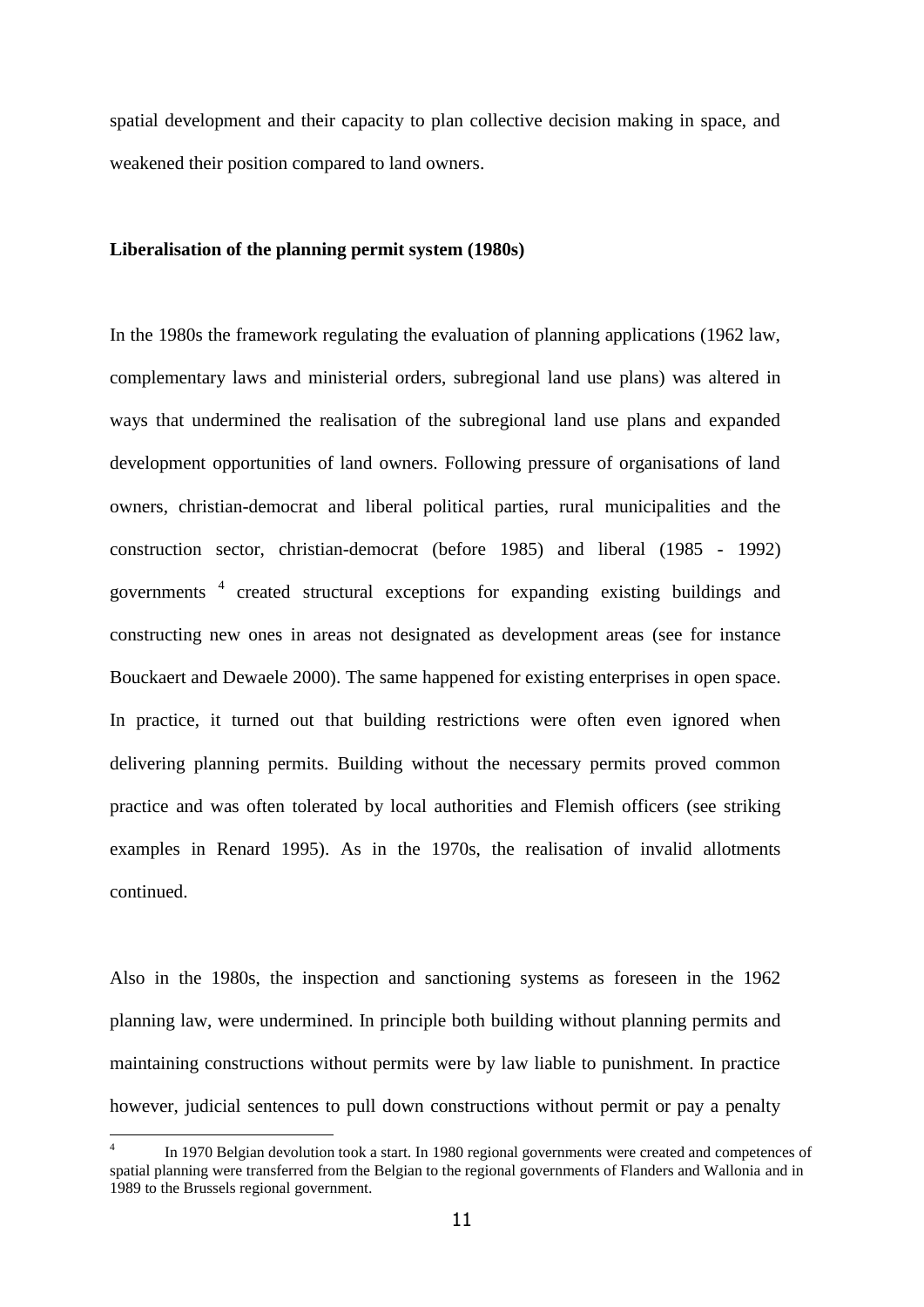spatial development and their capacity to plan collective decision making in space, and weakened their position compared to land owners.

**Liberalisation of the planning permit system (1980s)**

In the 1980s the framework regulating the evaluation of planning applications (1962 law, complementary laws and ministerial orders, subregional land use plans) was altered in ways that undermined the realisation of the subregional land use plans and expanded development opportunities of land owners. Following pressure of organisations of land owners, christian-democrat and liberal political parties, rural municipalities and the construction sector, christian-democrat (before 1985) and liberal (1985 - 1992) governments [4] created structural exceptions for expanding existing buildings and constructing new ones in areas not designated as development areas (see for instance Bouckaert and Dewaele 2000). The same happened for existing enterprises in open space. In practice, it turned out that building restrictions were often even ignored when delivering planning permits. Building without the necessary permits proved common practice and was often tolerated by local authorities and Flemish officers (see striking examples in Renard 1995). As in the 1970s, the realisation of invalid allotments continued.

Also in the 1980s, the inspection and sanctioning systems as foreseen in the 1962 planning law, were undermined. In principle both building without planning permits and maintaining constructions without permits were by law liable to punishment. In practice however, judicial sentences to pull down constructions without permit or pay a penalty

[4] In 1970 Belgian devolution took a start. In 1980 regional governments were created and competences of spatial planning were transferred from the Belgian to the regional governments of Flanders and Wallonia and in 1989 to the Brussels regional government.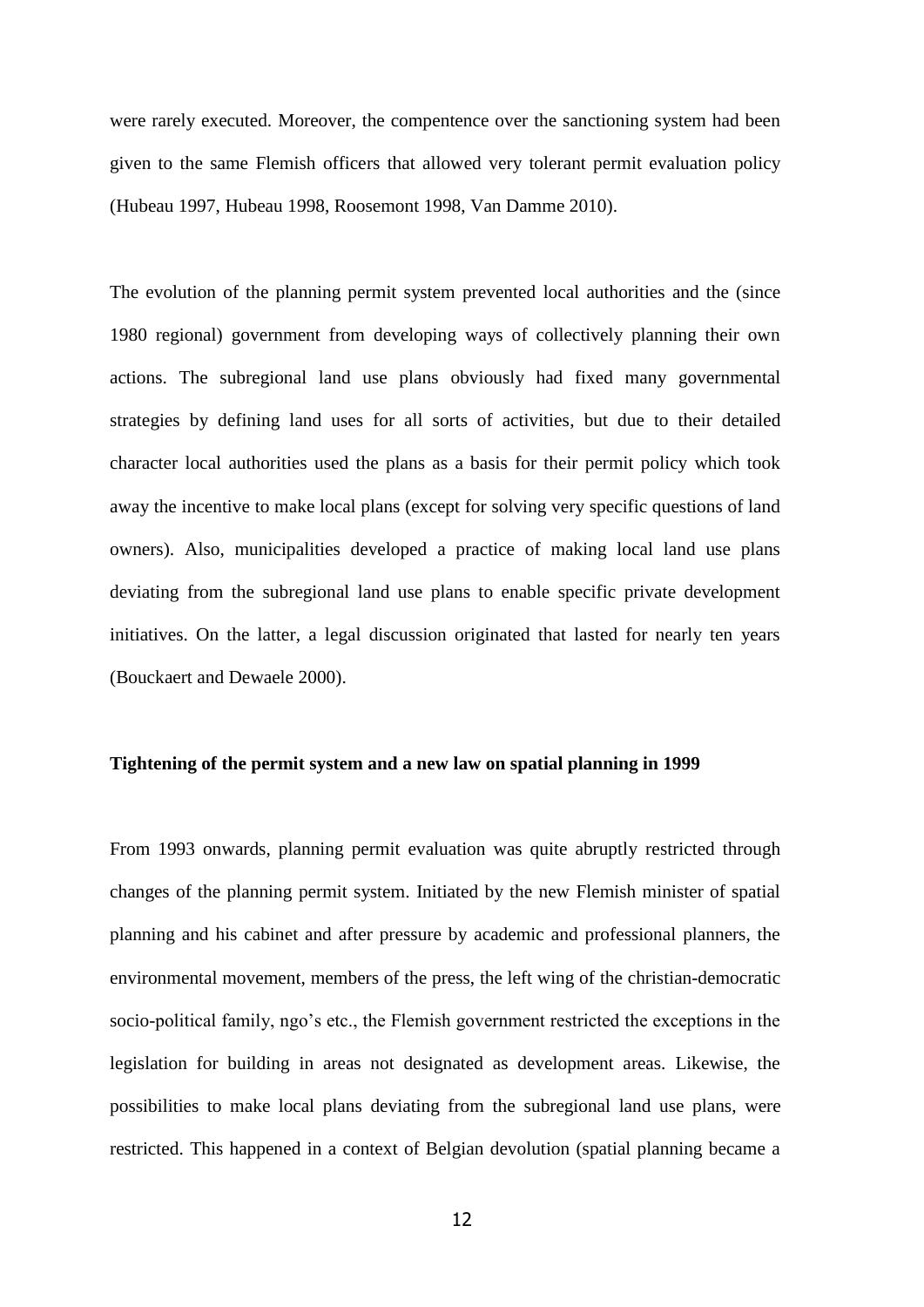were rarely executed. Moreover, the compentence over the sanctioning system had been given to the same Flemish officers that allowed very tolerant permit evaluation policy (Hubeau 1997, Hubeau 1998, Roosemont 1998, Van Damme 2010).

The evolution of the planning permit system prevented local authorities and the (since 1980 regional) government from developing ways of collectively planning their own actions. The subregional land use plans obviously had fixed many governmental strategies by defining land uses for all sorts of activities, but due to their detailed character local authorities used the plans as a basis for their permit policy which took away the incentive to make local plans (except for solving very specific questions of land owners). Also, municipalities developed a practice of making local land use plans deviating from the subregional land use plans to enable specific private development initiatives. On the latter, a legal discussion originated that lasted for nearly ten years (Bouckaert and Dewaele 2000).

### Tightening of the permit system and a new law on spatial planning in 1999

From 1993 onwards, planning permit evaluation was quite abruptly restricted through changes of the planning permit system. Initiated by the new Flemish minister of spatial planning and his cabinet and after pressure by academic and professional planners, the environmental movement, members of the press, the left wing of the christian-democratic socio-political family, ngo's etc., the Flemish government restricted the exceptions in the legislation for building in areas not designated as development areas. Likewise, the possibilities to make local plans deviating from the subregional land use plans, were restricted. This happened in a context of Belgian devolution (spatial planning became a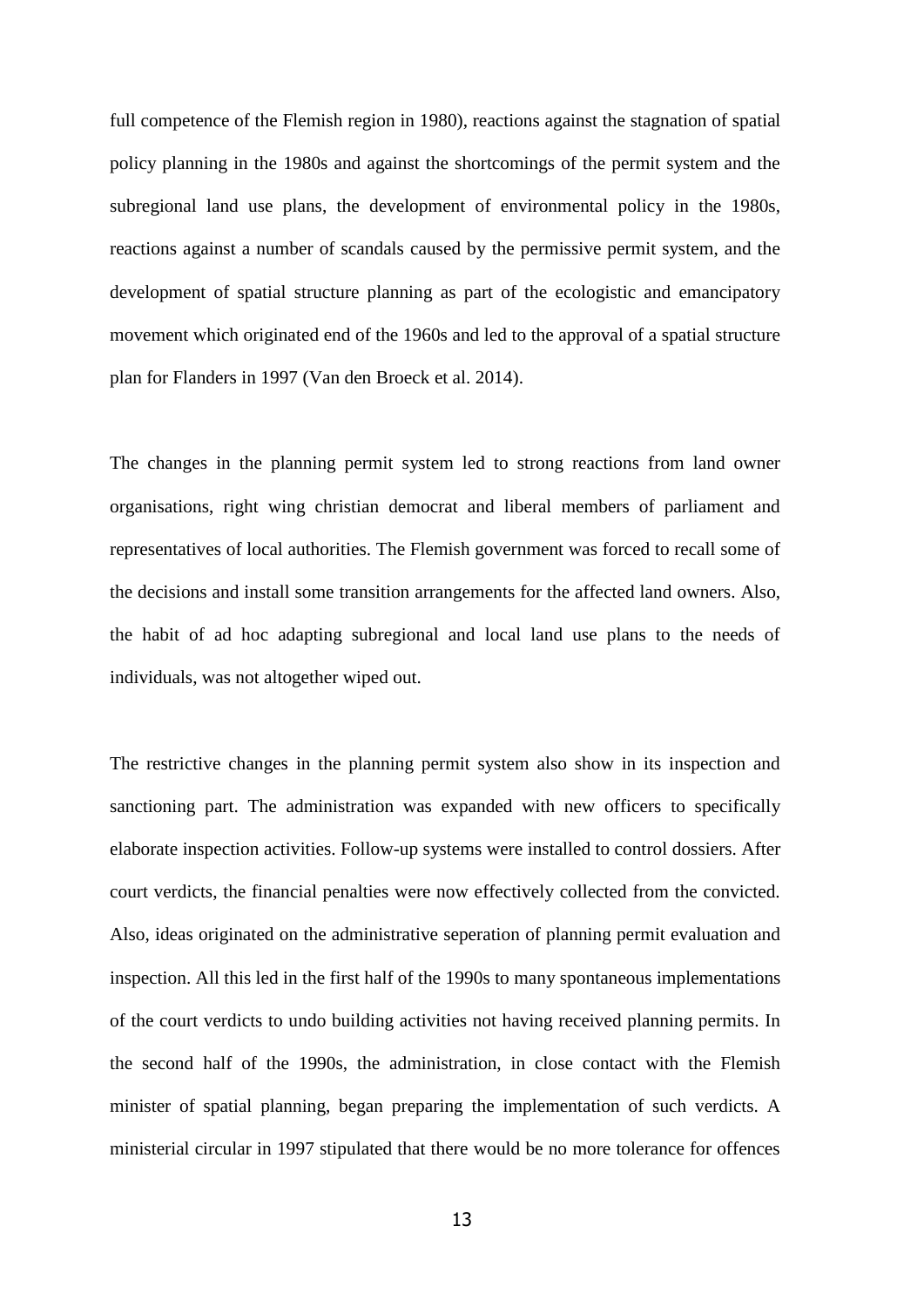full competence of the Flemish region in 1980), reactions against the stagnation of spatial policy planning in the 1980s and against the shortcomings of the permit system and the subregional land use plans, the development of environmental policy in the 1980s, reactions against a number of scandals caused by the permissive permit system, and the development of spatial structure planning as part of the ecologistic and emancipatory movement which originated end of the 1960s and led to the approval of a spatial structure plan for Flanders in 1997 (Van den Broeck et al. 2014).

The changes in the planning permit system led to strong reactions from land owner organisations, right wing christian democrat and liberal members of parliament and representatives of local authorities. The Flemish government was forced to recall some of the decisions and install some transition arrangements for the affected land owners. Also, the habit of ad hoc adapting subregional and local land use plans to the needs of individuals, was not altogether wiped out.

The restrictive changes in the planning permit system also show in its inspection and sanctioning part. The administration was expanded with new officers to specifically elaborate inspection activities. Follow-up systems were installed to control dossiers. After court verdicts, the financial penalties were now effectively collected from the convicted. Also, ideas originated on the administrative seperation of planning permit evaluation and inspection. All this led in the first half of the 1990s to many spontaneous implementations of the court verdicts to undo building activities not having received planning permits. In the second half of the 1990s, the administration, in close contact with the Flemish minister of spatial planning, began preparing the implementation of such verdicts. A ministerial circular in 1997 stipulated that there would be no more tolerance for offences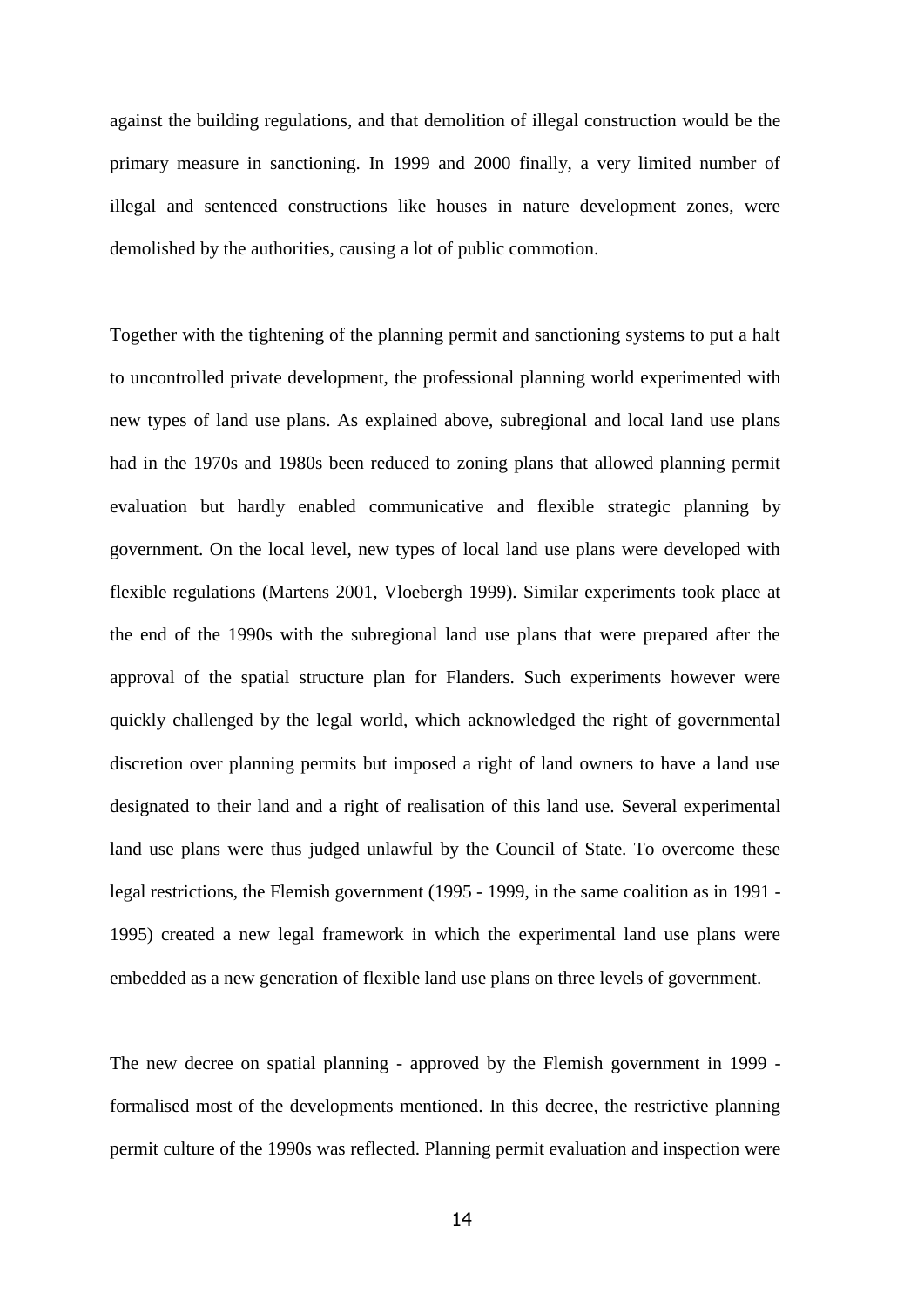against the building regulations, and that demolition of illegal construction would be the primary measure in sanctioning. In 1999 and 2000 finally, a very limited number of illegal and sentenced constructions like houses in nature development zones, were demolished by the authorities, causing a lot of public commotion.

Together with the tightening of the planning permit and sanctioning systems to put a halt to uncontrolled private development, the professional planning world experimented with new types of land use plans. As explained above, subregional and local land use plans had in the 1970s and 1980s been reduced to zoning plans that allowed planning permit evaluation but hardly enabled communicative and flexible strategic planning by government. On the local level, new types of local land use plans were developed with flexible regulations (Martens 2001, Vloebergh 1999). Similar experiments took place at the end of the 1990s with the subregional land use plans that were prepared after the approval of the spatial structure plan for Flanders. Such experiments however were quickly challenged by the legal world, which acknowledged the right of governmental discretion over planning permits but imposed a right of land owners to have a land use designated to their land and a right of realisation of this land use. Several experimental land use plans were thus judged unlawful by the Council of State. To overcome these legal restrictions, the Flemish government (1995 - 1999, in the same coalition as in 1991 - 1995) created a new legal framework in which the experimental land use plans were embedded as a new generation of flexible land use plans on three levels of government.

The new decree on spatial planning - approved by the Flemish government in 1999 - formalised most of the developments mentioned. In this decree, the restrictive planning permit culture of the 1990s was reflected. Planning permit evaluation and inspection were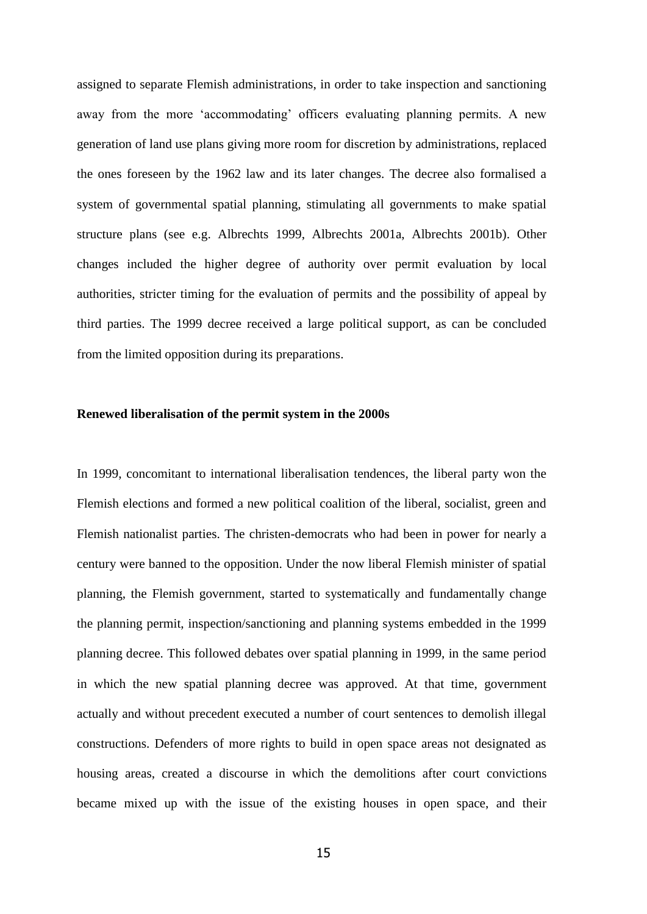assigned to separate Flemish administrations, in order to take inspection and sanctioning away from the more 'accommodating' officers evaluating planning permits. A new generation of land use plans giving more room for discretion by administrations, replaced the ones foreseen by the 1962 law and its later changes. The decree also formalised a system of governmental spatial planning, stimulating all governments to make spatial structure plans (see e.g. Albrechts 1999, Albrechts 2001a, Albrechts 2001b). Other changes included the higher degree of authority over permit evaluation by local authorities, stricter timing for the evaluation of permits and the possibility of appeal by third parties. The 1999 decree received a large political support, as can be concluded from the limited opposition during its preparations.

**Renewed liberalisation of the permit system in the 2000s**

In 1999, concomitant to international liberalisation tendences, the liberal party won the Flemish elections and formed a new political coalition of the liberal, socialist, green and Flemish nationalist parties. The christen-democrats who had been in power for nearly a century were banned to the opposition. Under the now liberal Flemish minister of spatial planning, the Flemish government, started to systematically and fundamentally change the planning permit, inspection/sanctioning and planning systems embedded in the 1999 planning decree. This followed debates over spatial planning in 1999, in the same period in which the new spatial planning decree was approved. At that time, government actually and without precedent executed a number of court sentences to demolish illegal constructions. Defenders of more rights to build in open space areas not designated as housing areas, created a discourse in which the demolitions after court convictions became mixed up with the issue of the existing houses in open space, and their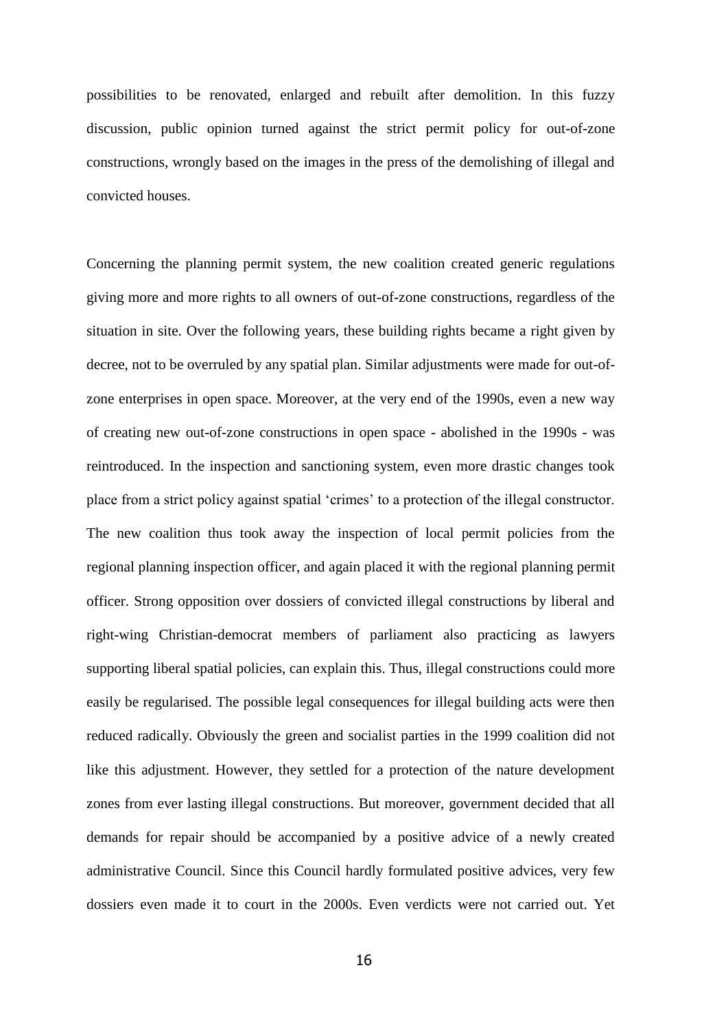possibilities to be renovated, enlarged and rebuilt after demolition. In this fuzzy discussion, public opinion turned against the strict permit policy for out-of-zone constructions, wrongly based on the images in the press of the demolishing of illegal and convicted houses.

Concerning the planning permit system, the new coalition created generic regulations giving more and more rights to all owners of out-of-zone constructions, regardless of the situation in site. Over the following years, these building rights became a right given by decree, not to be overruled by any spatial plan. Similar adjustments were made for out-of-zone enterprises in open space. Moreover, at the very end of the 1990s, even a new way of creating new out-of-zone constructions in open space - abolished in the 1990s - was reintroduced. In the inspection and sanctioning system, even more drastic changes took place from a strict policy against spatial 'crimes' to a protection of the illegal constructor. The new coalition thus took away the inspection of local permit policies from the regional planning inspection officer, and again placed it with the regional planning permit officer. Strong opposition over dossiers of convicted illegal constructions by liberal and right-wing Christian-democrat members of parliament also practicing as lawyers supporting liberal spatial policies, can explain this. Thus, illegal constructions could more easily be regularised. The possible legal consequences for illegal building acts were then reduced radically. Obviously the green and socialist parties in the 1999 coalition did not like this adjustment. However, they settled for a protection of the nature development zones from ever lasting illegal constructions. But moreover, government decided that all demands for repair should be accompanied by a positive advice of a newly created administrative Council. Since this Council hardly formulated positive advices, very few dossiers even made it to court in the 2000s. Even verdicts were not carried out. Yet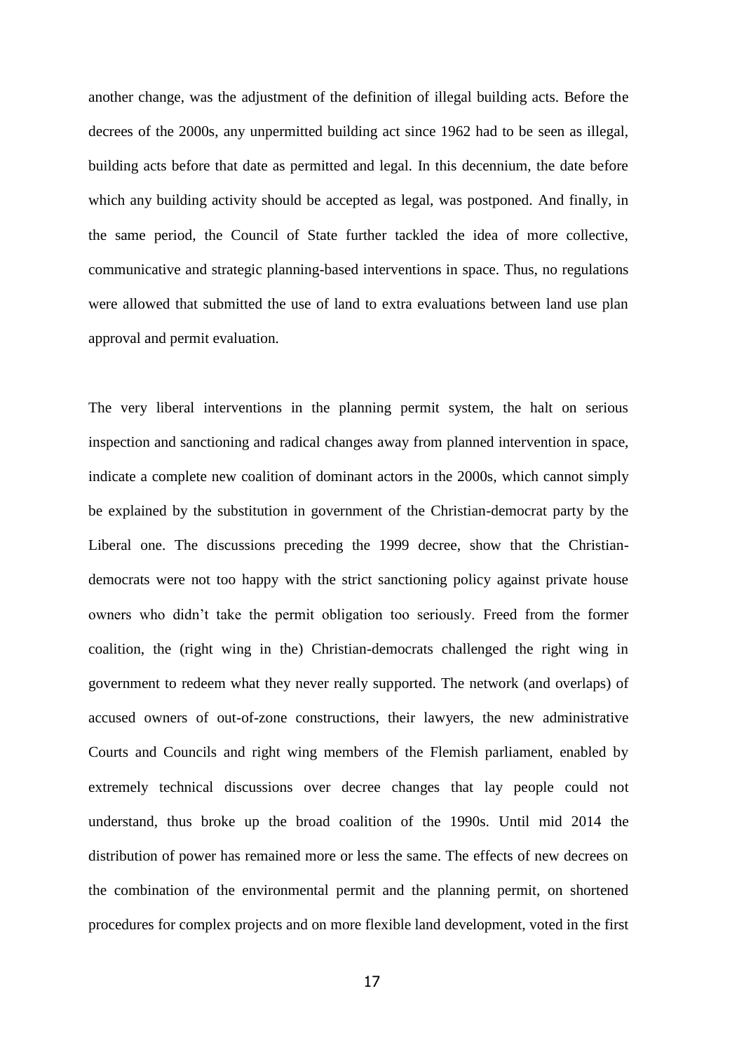another change, was the adjustment of the definition of illegal building acts. Before the decrees of the 2000s, any unpermitted building act since 1962 had to be seen as illegal, building acts before that date as permitted and legal. In this decennium, the date before which any building activity should be accepted as legal, was postponed. And finally, in the same period, the Council of State further tackled the idea of more collective, communicative and strategic planning-based interventions in space. Thus, no regulations were allowed that submitted the use of land to extra evaluations between land use plan approval and permit evaluation.

The very liberal interventions in the planning permit system, the halt on serious inspection and sanctioning and radical changes away from planned intervention in space, indicate a complete new coalition of dominant actors in the 2000s, which cannot simply be explained by the substitution in government of the Christian-democrat party by the Liberal one. The discussions preceding the 1999 decree, show that the Christian-democrats were not too happy with the strict sanctioning policy against private house owners who didn't take the permit obligation too seriously. Freed from the former coalition, the (right wing in the) Christian-democrats challenged the right wing in government to redeem what they never really supported. The network (and overlaps) of accused owners of out-of-zone constructions, their lawyers, the new administrative Courts and Councils and right wing members of the Flemish parliament, enabled by extremely technical discussions over decree changes that lay people could not understand, thus broke up the broad coalition of the 1990s. Until mid 2014 the distribution of power has remained more or less the same. The effects of new decrees on the combination of the environmental permit and the planning permit, on shortened procedures for complex projects and on more flexible land development, voted in the first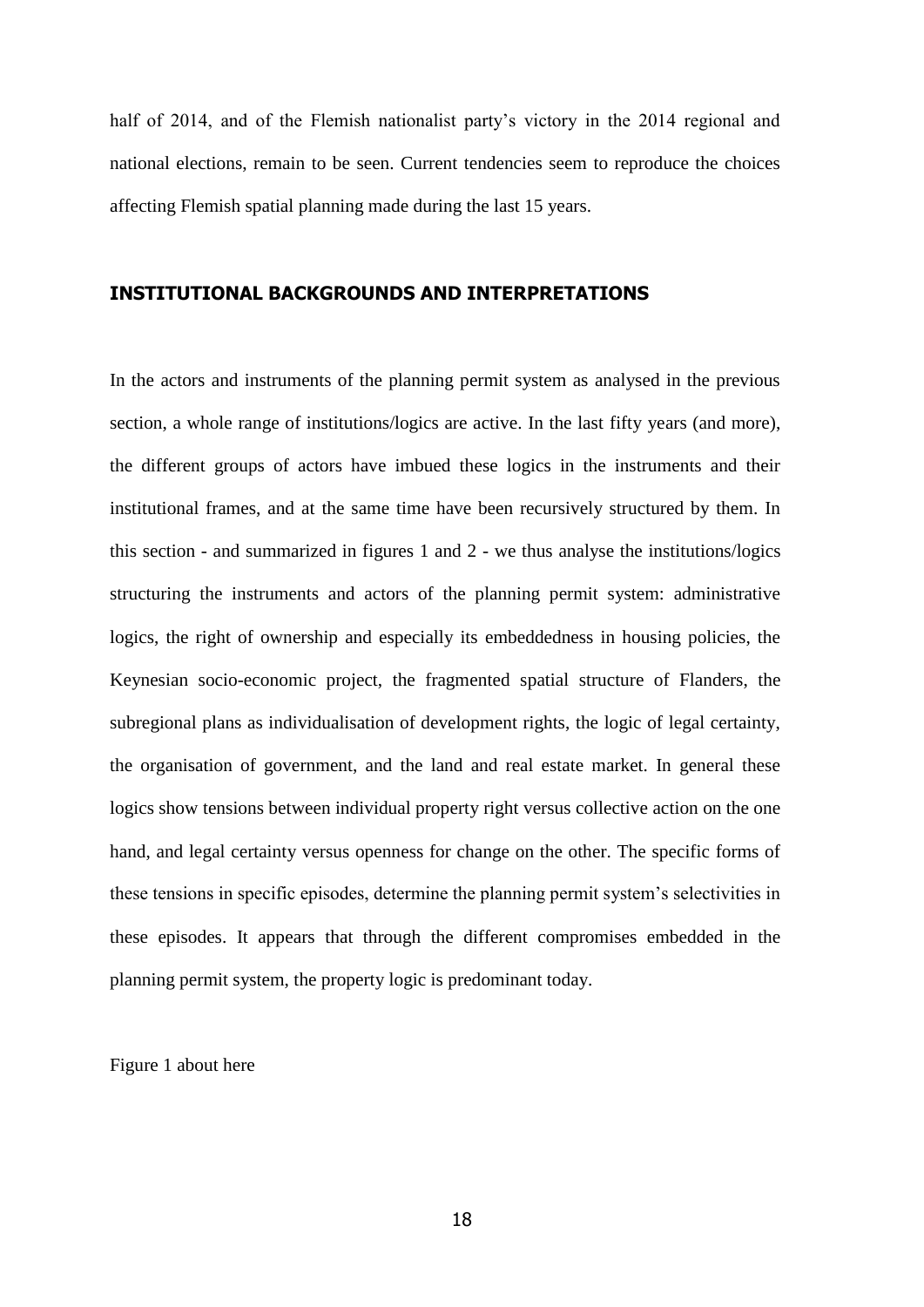half of 2014, and of the Flemish nationalist party's victory in the 2014 regional and national elections, remain to be seen. Current tendencies seem to reproduce the choices affecting Flemish spatial planning made during the last 15 years.

## INSTITUTIONAL BACKGROUNDS AND INTERPRETATIONS

In the actors and instruments of the planning permit system as analysed in the previous section, a whole range of institutions/logics are active. In the last fifty years (and more), the different groups of actors have imbued these logics in the instruments and their institutional frames, and at the same time have been recursively structured by them. In this section - and summarized in figures 1 and 2 - we thus analyse the institutions/logics structuring the instruments and actors of the planning permit system: administrative logics, the right of ownership and especially its embeddedness in housing policies, the Keynesian socio-economic project, the fragmented spatial structure of Flanders, the subregional plans as individualisation of development rights, the logic of legal certainty, the organisation of government, and the land and real estate market. In general these logics show tensions between individual property right versus collective action on the one hand, and legal certainty versus openness for change on the other. The specific forms of these tensions in specific episodes, determine the planning permit system's selectivities in these episodes. It appears that through the different compromises embedded in the planning permit system, the property logic is predominant today.

Figure 1 about here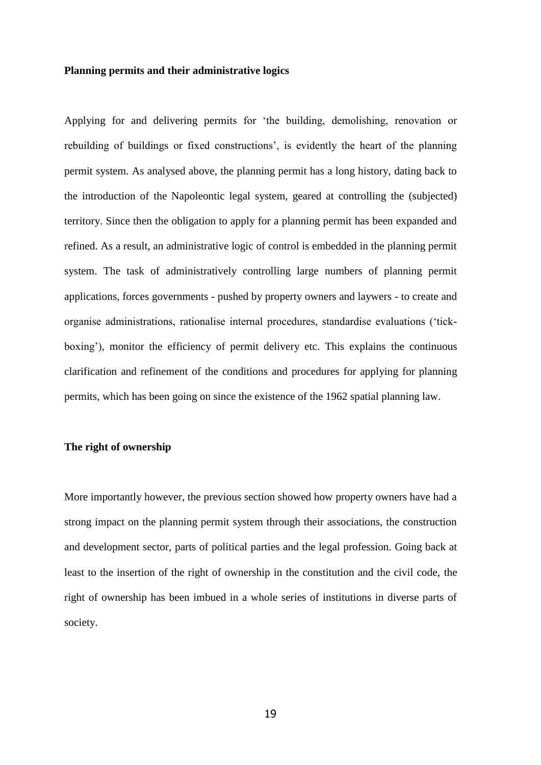**Planning permits and their administrative logics**

Applying for and delivering permits for 'the building, demolishing, renovation or rebuilding of buildings or fixed constructions', is evidently the heart of the planning permit system. As analysed above, the planning permit has a long history, dating back to the introduction of the Napoleontic legal system, geared at controlling the (subjected) territory. Since then the obligation to apply for a planning permit has been expanded and refined. As a result, an administrative logic of control is embedded in the planning permit system. The task of administratively controlling large numbers of planning permit applications, forces governments - pushed by property owners and laywers - to create and organise administrations, rationalise internal procedures, standardise evaluations ('tick-boxing'), monitor the efficiency of permit delivery etc. This explains the continuous clarification and refinement of the conditions and procedures for applying for planning permits, which has been going on since the existence of the 1962 spatial planning law.

**The right of ownership**

More importantly however, the previous section showed how property owners have had a strong impact on the planning permit system through their associations, the construction and development sector, parts of political parties and the legal profession. Going back at least to the insertion of the right of ownership in the constitution and the civil code, the right of ownership has been imbued in a whole series of institutions in diverse parts of society.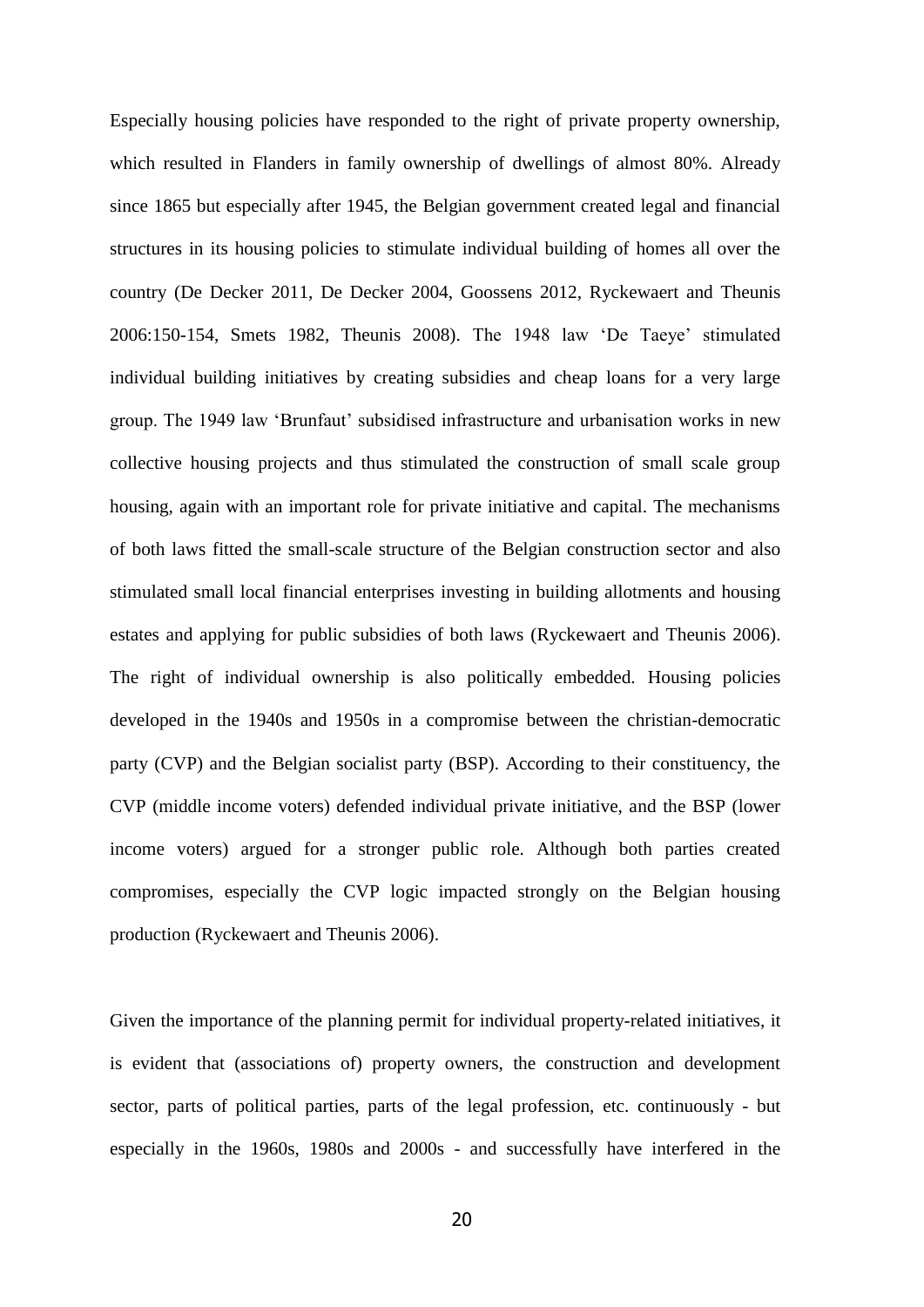Especially housing policies have responded to the right of private property ownership, which resulted in Flanders in family ownership of dwellings of almost 80%. Already since 1865 but especially after 1945, the Belgian government created legal and financial structures in its housing policies to stimulate individual building of homes all over the country (De Decker 2011, De Decker 2004, Goossens 2012, Ryckewaert and Theunis 2006:150-154, Smets 1982, Theunis 2008). The 1948 law 'De Taeye' stimulated individual building initiatives by creating subsidies and cheap loans for a very large group. The 1949 law 'Brunfaut' subsidised infrastructure and urbanisation works in new collective housing projects and thus stimulated the construction of small scale group housing, again with an important role for private initiative and capital. The mechanisms of both laws fitted the small-scale structure of the Belgian construction sector and also stimulated small local financial enterprises investing in building allotments and housing estates and applying for public subsidies of both laws (Ryckewaert and Theunis 2006). The right of individual ownership is also politically embedded. Housing policies developed in the 1940s and 1950s in a compromise between the christian-democratic party (CVP) and the Belgian socialist party (BSP). According to their constituency, the CVP (middle income voters) defended individual private initiative, and the BSP (lower income voters) argued for a stronger public role. Although both parties created compromises, especially the CVP logic impacted strongly on the Belgian housing production (Ryckewaert and Theunis 2006).

Given the importance of the planning permit for individual property-related initiatives, it is evident that (associations of) property owners, the construction and development sector, parts of political parties, parts of the legal profession, etc. continuously - but especially in the 1960s, 1980s and 2000s - and successfully have interfered in the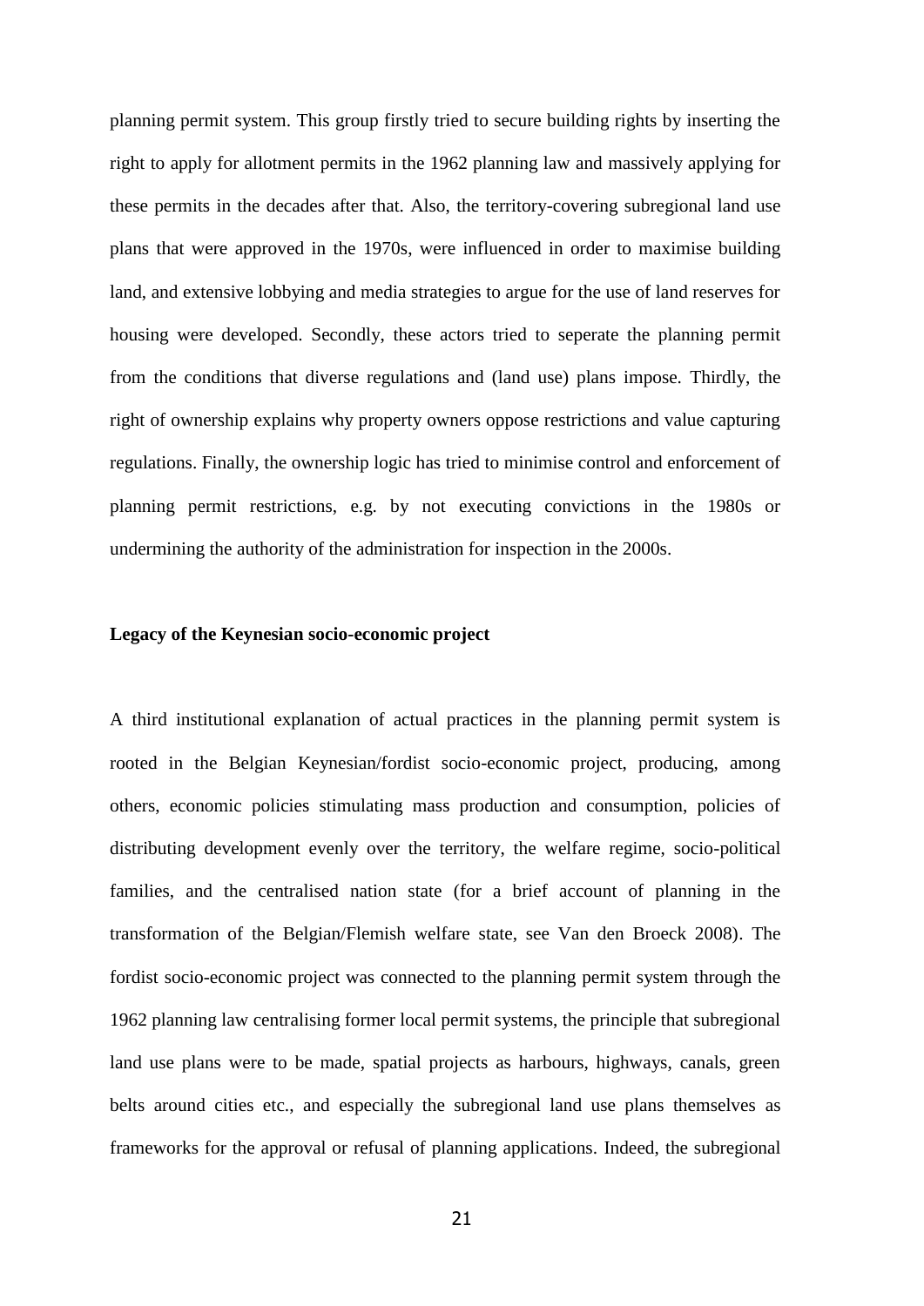planning permit system. This group firstly tried to secure building rights by inserting the right to apply for allotment permits in the 1962 planning law and massively applying for these permits in the decades after that. Also, the territory-covering subregional land use plans that were approved in the 1970s, were influenced in order to maximise building land, and extensive lobbying and media strategies to argue for the use of land reserves for housing were developed. Secondly, these actors tried to seperate the planning permit from the conditions that diverse regulations and (land use) plans impose. Thirdly, the right of ownership explains why property owners oppose restrictions and value capturing regulations. Finally, the ownership logic has tried to minimise control and enforcement of planning permit restrictions, e.g. by not executing convictions in the 1980s or undermining the authority of the administration for inspection in the 2000s.

**Legacy of the Keynesian socio-economic project**

A third institutional explanation of actual practices in the planning permit system is rooted in the Belgian Keynesian/fordist socio-economic project, producing, among others, economic policies stimulating mass production and consumption, policies of distributing development evenly over the territory, the welfare regime, socio-political families, and the centralised nation state (for a brief account of planning in the transformation of the Belgian/Flemish welfare state, see Van den Broeck 2008). The fordist socio-economic project was connected to the planning permit system through the 1962 planning law centralising former local permit systems, the principle that subregional land use plans were to be made, spatial projects as harbours, highways, canals, green belts around cities etc., and especially the subregional land use plans themselves as frameworks for the approval or refusal of planning applications. Indeed, the subregional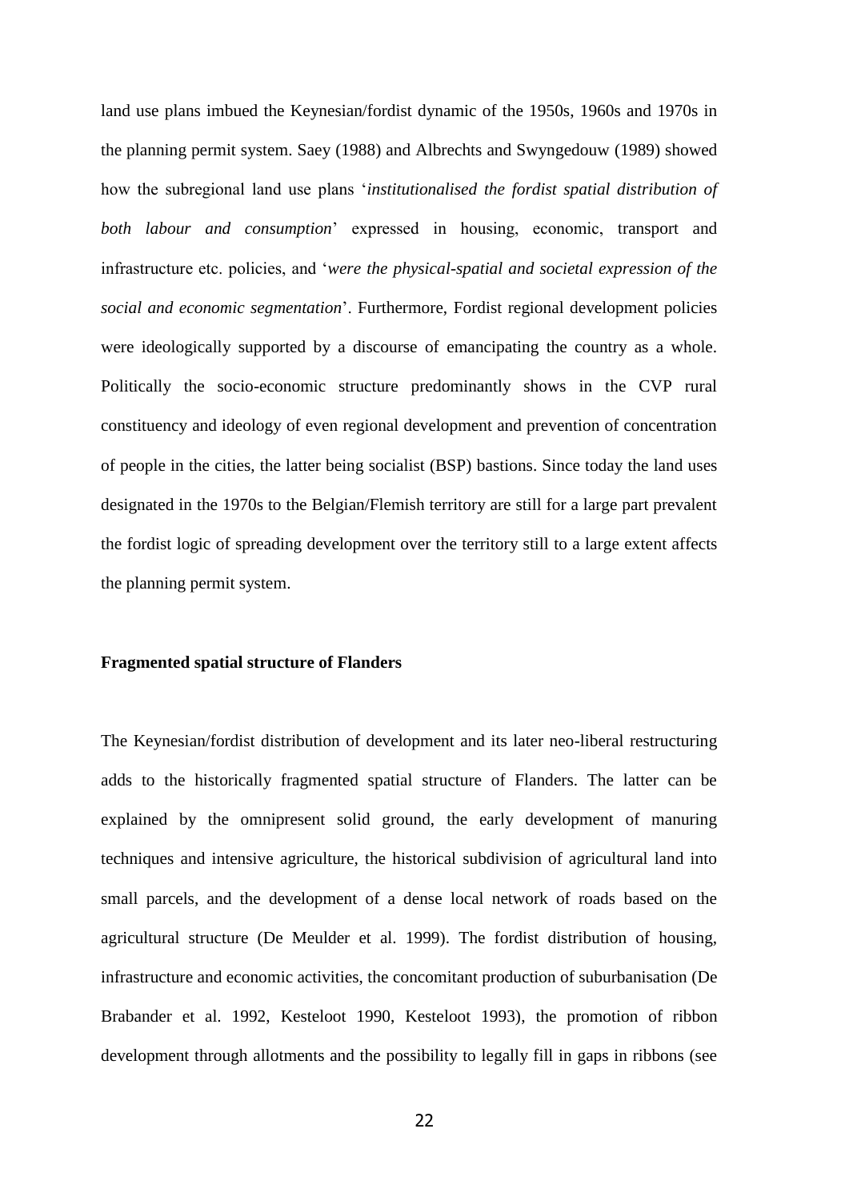land use plans imbued the Keynesian/fordist dynamic of the 1950s, 1960s and 1970s in the planning permit system. Saey (1988) and Albrechts and Swyngedouw (1989) showed how the subregional land use plans '*institutionalised the fordist spatial distribution of both labour and consumption*' expressed in housing, economic, transport and infrastructure etc. policies, and '*were the physical-spatial and societal expression of the social and economic segmentation*'. Furthermore, Fordist regional development policies were ideologically supported by a discourse of emancipating the country as a whole. Politically the socio-economic structure predominantly shows in the CVP rural constituency and ideology of even regional development and prevention of concentration of people in the cities, the latter being socialist (BSP) bastions. Since today the land uses designated in the 1970s to the Belgian/Flemish territory are still for a large part prevalent the fordist logic of spreading development over the territory still to a large extent affects the planning permit system.

**Fragmented spatial structure of Flanders**

The Keynesian/fordist distribution of development and its later neo-liberal restructuring adds to the historically fragmented spatial structure of Flanders. The latter can be explained by the omnipresent solid ground, the early development of manuring techniques and intensive agriculture, the historical subdivision of agricultural land into small parcels, and the development of a dense local network of roads based on the agricultural structure (De Meulder et al. 1999). The fordist distribution of housing, infrastructure and economic activities, the concomitant production of suburbanisation (De Brabander et al. 1992, Kesteloot 1990, Kesteloot 1993), the promotion of ribbon development through allotments and the possibility to legally fill in gaps in ribbons (see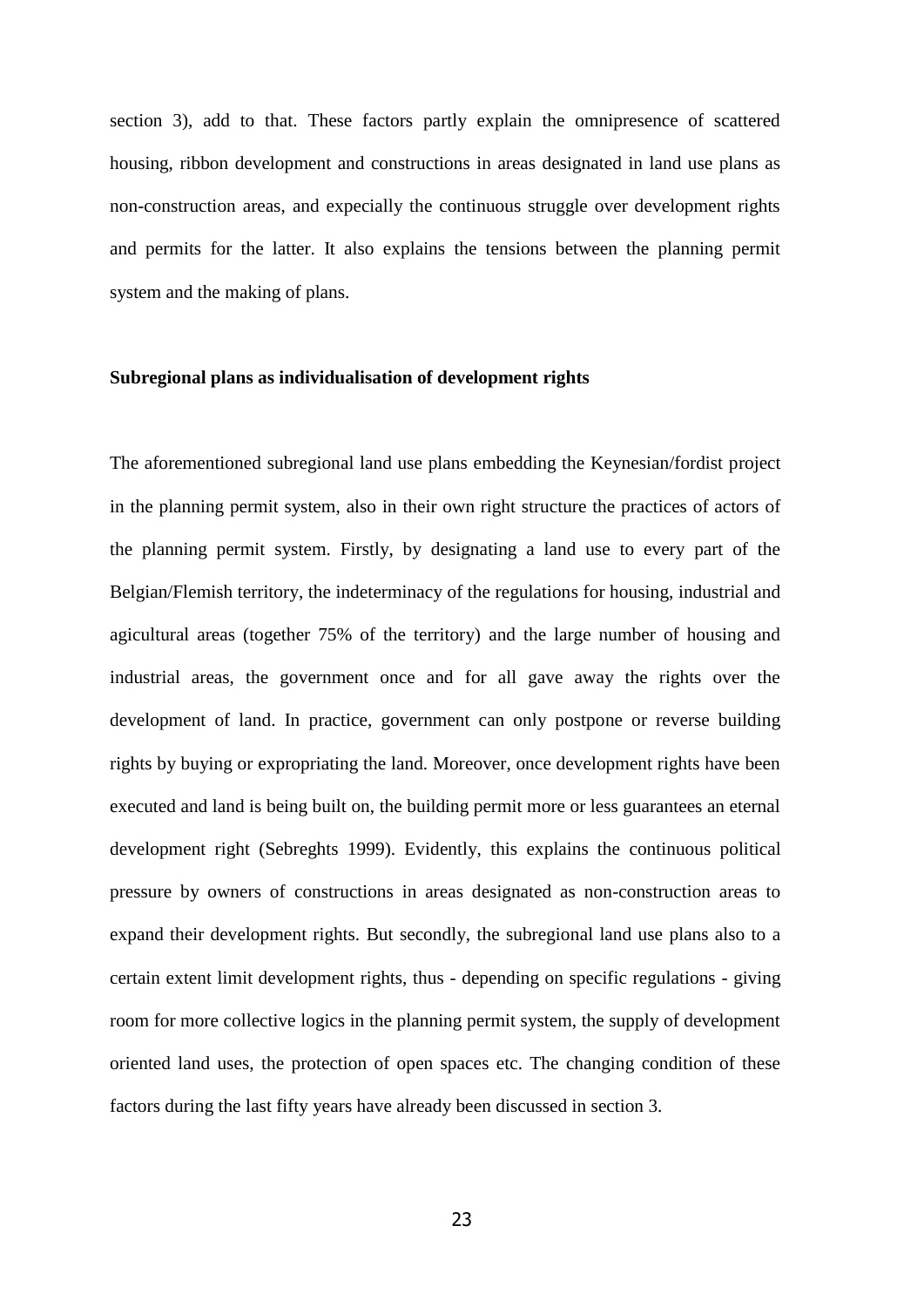section 3), add to that. These factors partly explain the omnipresence of scattered housing, ribbon development and constructions in areas designated in land use plans as non-construction areas, and expecially the continuous struggle over development rights and permits for the latter. It also explains the tensions between the planning permit system and the making of plans.

**Subregional plans as individualisation of development rights**

The aforementioned subregional land use plans embedding the Keynesian/fordist project in the planning permit system, also in their own right structure the practices of actors of the planning permit system. Firstly, by designating a land use to every part of the Belgian/Flemish territory, the indeterminacy of the regulations for housing, industrial and agicultural areas (together 75% of the territory) and the large number of housing and industrial areas, the government once and for all gave away the rights over the development of land. In practice, government can only postpone or reverse building rights by buying or expropriating the land. Moreover, once development rights have been executed and land is being built on, the building permit more or less guarantees an eternal development right (Sebreghts 1999). Evidently, this explains the continuous political pressure by owners of constructions in areas designated as non-construction areas to expand their development rights. But secondly, the subregional land use plans also to a certain extent limit development rights, thus - depending on specific regulations - giving room for more collective logics in the planning permit system, the supply of development oriented land uses, the protection of open spaces etc. The changing condition of these factors during the last fifty years have already been discussed in section 3.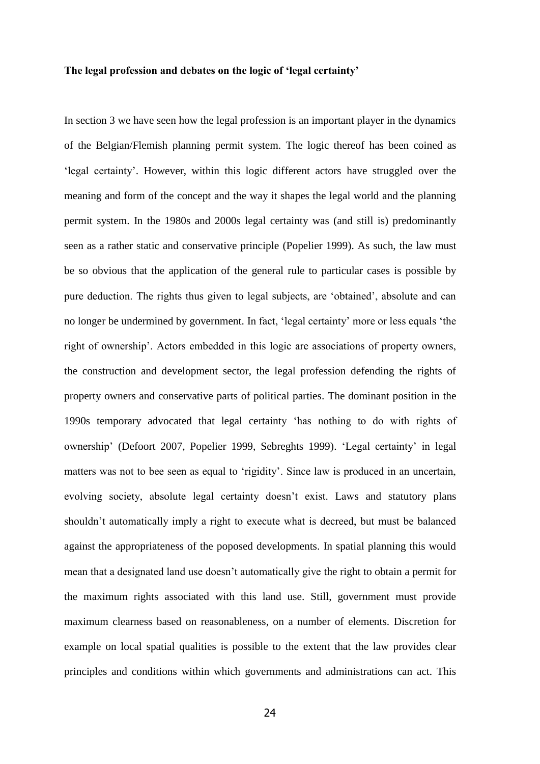**The legal profession and debates on the logic of 'legal certainty'**

In section 3 we have seen how the legal profession is an important player in the dynamics of the Belgian/Flemish planning permit system. The logic thereof has been coined as 'legal certainty'. However, within this logic different actors have struggled over the meaning and form of the concept and the way it shapes the legal world and the planning permit system. In the 1980s and 2000s legal certainty was (and still is) predominantly seen as a rather static and conservative principle (Popelier 1999). As such, the law must be so obvious that the application of the general rule to particular cases is possible by pure deduction. The rights thus given to legal subjects, are 'obtained', absolute and can no longer be undermined by government. In fact, 'legal certainty' more or less equals 'the right of ownership'. Actors embedded in this logic are associations of property owners, the construction and development sector, the legal profession defending the rights of property owners and conservative parts of political parties. The dominant position in the 1990s temporary advocated that legal certainty 'has nothing to do with rights of ownership' (Defoort 2007, Popelier 1999, Sebreghts 1999). 'Legal certainty' in legal matters was not to bee seen as equal to 'rigidity'. Since law is produced in an uncertain, evolving society, absolute legal certainty doesn't exist. Laws and statutory plans shouldn't automatically imply a right to execute what is decreed, but must be balanced against the appropriateness of the poposed developments. In spatial planning this would mean that a designated land use doesn't automatically give the right to obtain a permit for the maximum rights associated with this land use. Still, government must provide maximum clearness based on reasonableness, on a number of elements. Discretion for example on local spatial qualities is possible to the extent that the law provides clear principles and conditions within which governments and administrations can act. This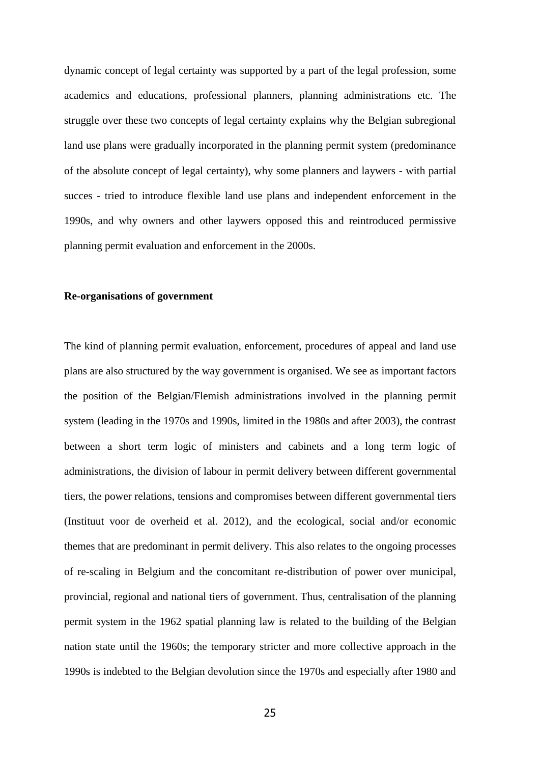dynamic concept of legal certainty was supported by a part of the legal profession, some academics and educations, professional planners, planning administrations etc. The struggle over these two concepts of legal certainty explains why the Belgian subregional land use plans were gradually incorporated in the planning permit system (predominance of the absolute concept of legal certainty), why some planners and laywers - with partial succes - tried to introduce flexible land use plans and independent enforcement in the 1990s, and why owners and other laywers opposed this and reintroduced permissive planning permit evaluation and enforcement in the 2000s.

**Re-organisations of government**

The kind of planning permit evaluation, enforcement, procedures of appeal and land use plans are also structured by the way government is organised. We see as important factors the position of the Belgian/Flemish administrations involved in the planning permit system (leading in the 1970s and 1990s, limited in the 1980s and after 2003), the contrast between a short term logic of ministers and cabinets and a long term logic of administrations, the division of labour in permit delivery between different governmental tiers, the power relations, tensions and compromises between different governmental tiers (Instituut voor de overheid et al. 2012), and the ecological, social and/or economic themes that are predominant in permit delivery. This also relates to the ongoing processes of re-scaling in Belgium and the concomitant re-distribution of power over municipal, provincial, regional and national tiers of government. Thus, centralisation of the planning permit system in the 1962 spatial planning law is related to the building of the Belgian nation state until the 1960s; the temporary stricter and more collective approach in the 1990s is indebted to the Belgian devolution since the 1970s and especially after 1980 and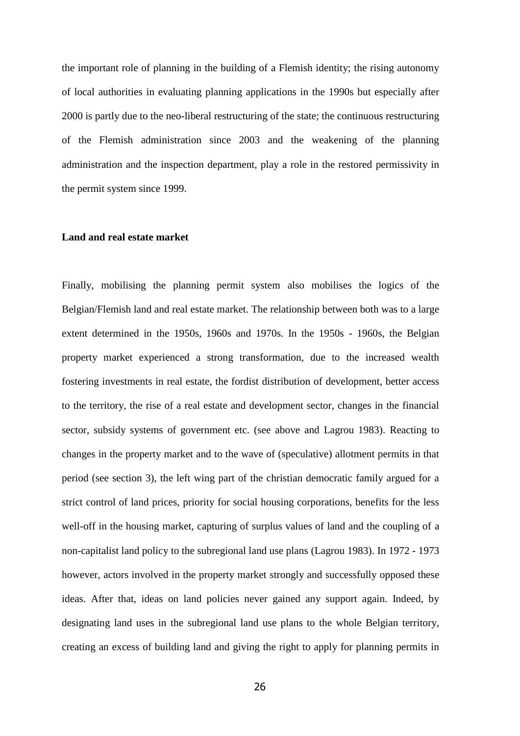the important role of planning in the building of a Flemish identity; the rising autonomy of local authorities in evaluating planning applications in the 1990s but especially after 2000 is partly due to the neo-liberal restructuring of the state; the continuous restructuring of the Flemish administration since 2003 and the weakening of the planning administration and the inspection department, play a role in the restored permissivity in the permit system since 1999.

**Land and real estate market**

Finally, mobilising the planning permit system also mobilises the logics of the Belgian/Flemish land and real estate market. The relationship between both was to a large extent determined in the 1950s, 1960s and 1970s. In the 1950s - 1960s, the Belgian property market experienced a strong transformation, due to the increased wealth fostering investments in real estate, the fordist distribution of development, better access to the territory, the rise of a real estate and development sector, changes in the financial sector, subsidy systems of government etc. (see above and Lagrou 1983). Reacting to changes in the property market and to the wave of (speculative) allotment permits in that period (see section 3), the left wing part of the christian democratic family argued for a strict control of land prices, priority for social housing corporations, benefits for the less well-off in the housing market, capturing of surplus values of land and the coupling of a non-capitalist land policy to the subregional land use plans (Lagrou 1983). In 1972 - 1973 however, actors involved in the property market strongly and successfully opposed these ideas. After that, ideas on land policies never gained any support again. Indeed, by designating land uses in the subregional land use plans to the whole Belgian territory, creating an excess of building land and giving the right to apply for planning permits in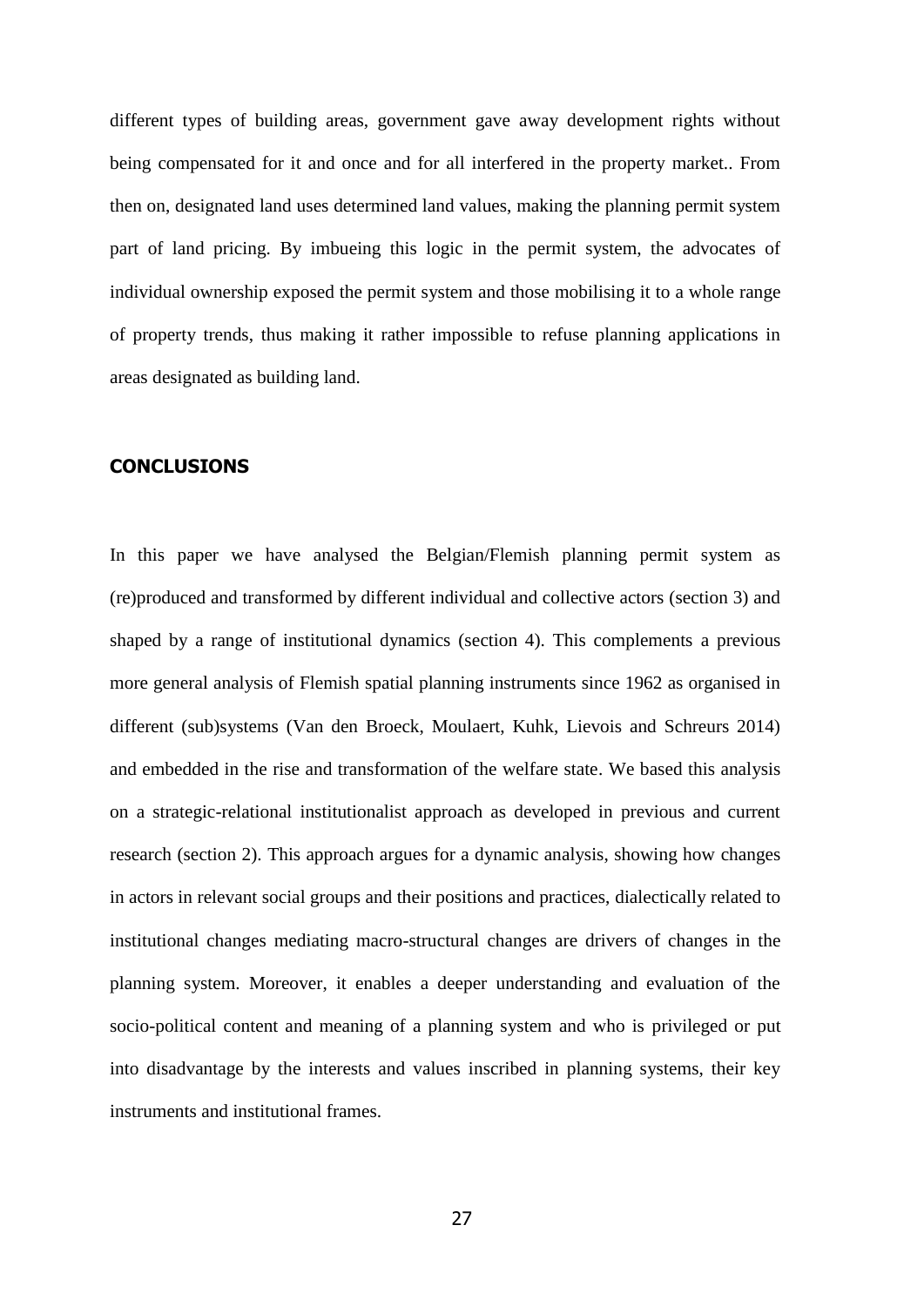different types of building areas, government gave away development rights without being compensated for it and once and for all interfered in the property market.. From then on, designated land uses determined land values, making the planning permit system part of land pricing. By imbueing this logic in the permit system, the advocates of individual ownership exposed the permit system and those mobilising it to a whole range of property trends, thus making it rather impossible to refuse planning applications in areas designated as building land.

## CONCLUSIONS

In this paper we have analysed the Belgian/Flemish planning permit system as (re)produced and transformed by different individual and collective actors (section 3) and shaped by a range of institutional dynamics (section 4). This complements a previous more general analysis of Flemish spatial planning instruments since 1962 as organised in different (sub)systems (Van den Broeck, Moulaert, Kuhk, Lievois and Schreurs 2014) and embedded in the rise and transformation of the welfare state. We based this analysis on a strategic-relational institutionalist approach as developed in previous and current research (section 2). This approach argues for a dynamic analysis, showing how changes in actors in relevant social groups and their positions and practices, dialectically related to institutional changes mediating macro-structural changes are drivers of changes in the planning system. Moreover, it enables a deeper understanding and evaluation of the socio-political content and meaning of a planning system and who is privileged or put into disadvantage by the interests and values inscribed in planning systems, their key instruments and institutional frames.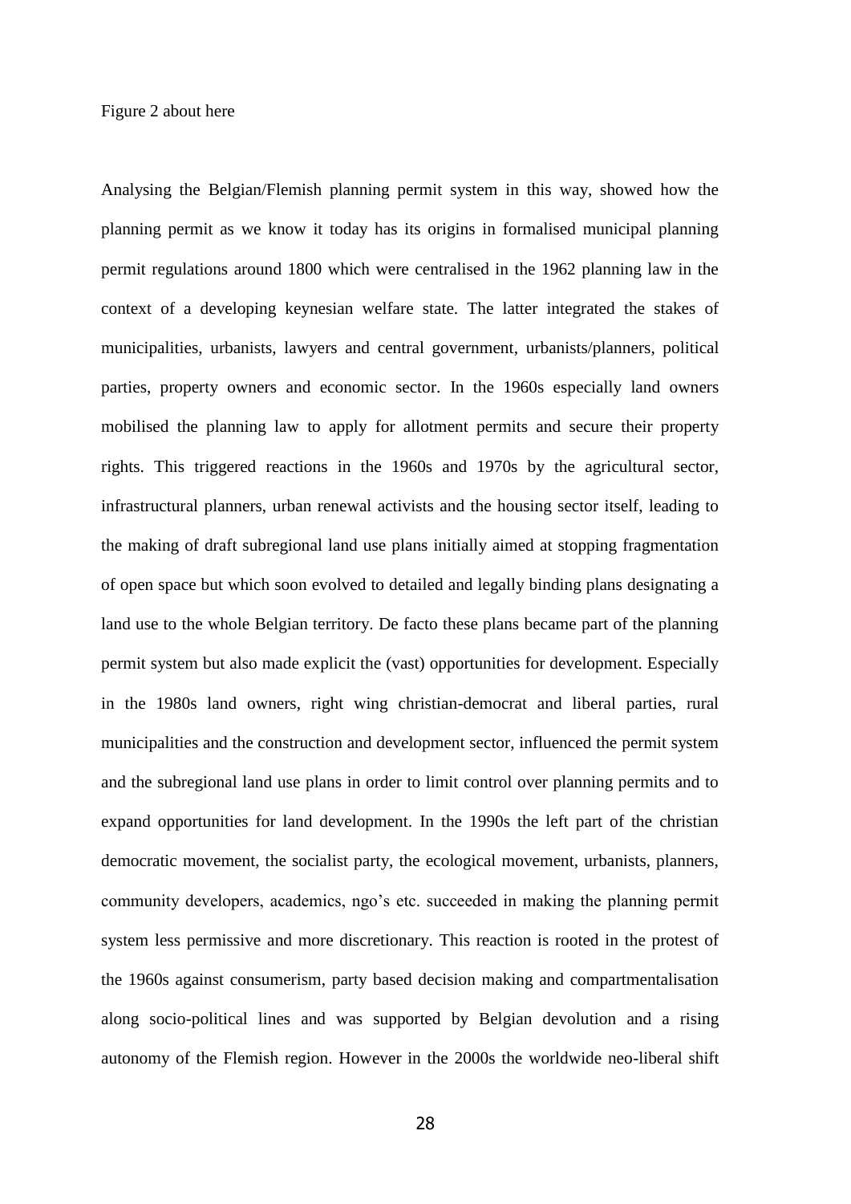Figure 2 about here

Analysing the Belgian/Flemish planning permit system in this way, showed how the planning permit as we know it today has its origins in formalised municipal planning permit regulations around 1800 which were centralised in the 1962 planning law in the context of a developing keynesian welfare state. The latter integrated the stakes of municipalities, urbanists, lawyers and central government, urbanists/planners, political parties, property owners and economic sector. In the 1960s especially land owners mobilised the planning law to apply for allotment permits and secure their property rights. This triggered reactions in the 1960s and 1970s by the agricultural sector, infrastructural planners, urban renewal activists and the housing sector itself, leading to the making of draft subregional land use plans initially aimed at stopping fragmentation of open space but which soon evolved to detailed and legally binding plans designating a land use to the whole Belgian territory. De facto these plans became part of the planning permit system but also made explicit the (vast) opportunities for development. Especially in the 1980s land owners, right wing christian-democrat and liberal parties, rural municipalities and the construction and development sector, influenced the permit system and the subregional land use plans in order to limit control over planning permits and to expand opportunities for land development. In the 1990s the left part of the christian democratic movement, the socialist party, the ecological movement, urbanists, planners, community developers, academics, ngo's etc. succeeded in making the planning permit system less permissive and more discretionary. This reaction is rooted in the protest of the 1960s against consumerism, party based decision making and compartmentalisation along socio-political lines and was supported by Belgian devolution and a rising autonomy of the Flemish region. However in the 2000s the worldwide neo-liberal shift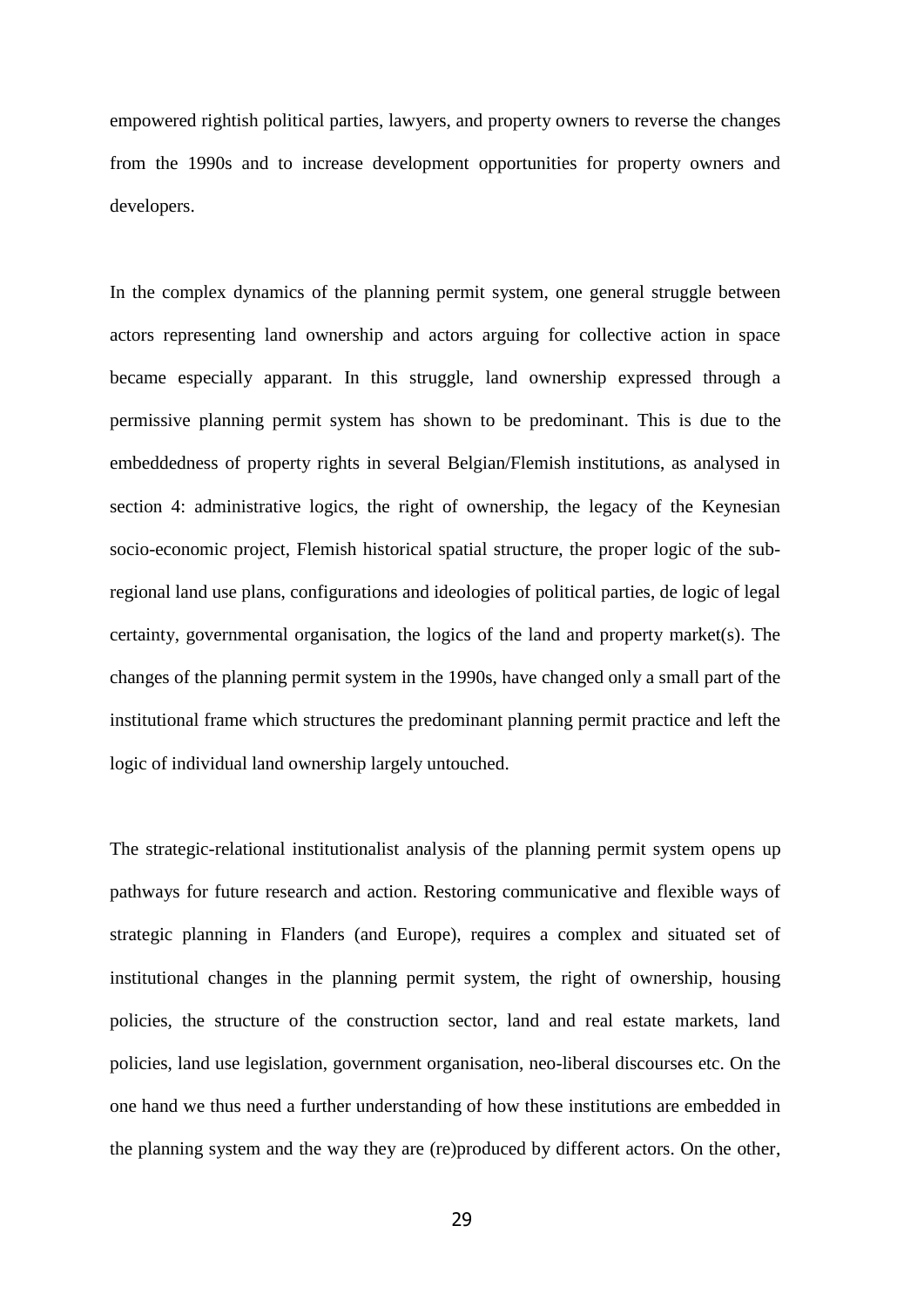empowered rightish political parties, lawyers, and property owners to reverse the changes from the 1990s and to increase development opportunities for property owners and developers.

In the complex dynamics of the planning permit system, one general struggle between actors representing land ownership and actors arguing for collective action in space became especially apparant. In this struggle, land ownership expressed through a permissive planning permit system has shown to be predominant. This is due to the embeddedness of property rights in several Belgian/Flemish institutions, as analysed in section 4: administrative logics, the right of ownership, the legacy of the Keynesian socio-economic project, Flemish historical spatial structure, the proper logic of the sub-regional land use plans, configurations and ideologies of political parties, de logic of legal certainty, governmental organisation, the logics of the land and property market(s). The changes of the planning permit system in the 1990s, have changed only a small part of the institutional frame which structures the predominant planning permit practice and left the logic of individual land ownership largely untouched.

The strategic-relational institutionalist analysis of the planning permit system opens up pathways for future research and action. Restoring communicative and flexible ways of strategic planning in Flanders (and Europe), requires a complex and situated set of institutional changes in the planning permit system, the right of ownership, housing policies, the structure of the construction sector, land and real estate markets, land policies, land use legislation, government organisation, neo-liberal discourses etc. On the one hand we thus need a further understanding of how these institutions are embedded in the planning system and the way they are (re)produced by different actors. On the other,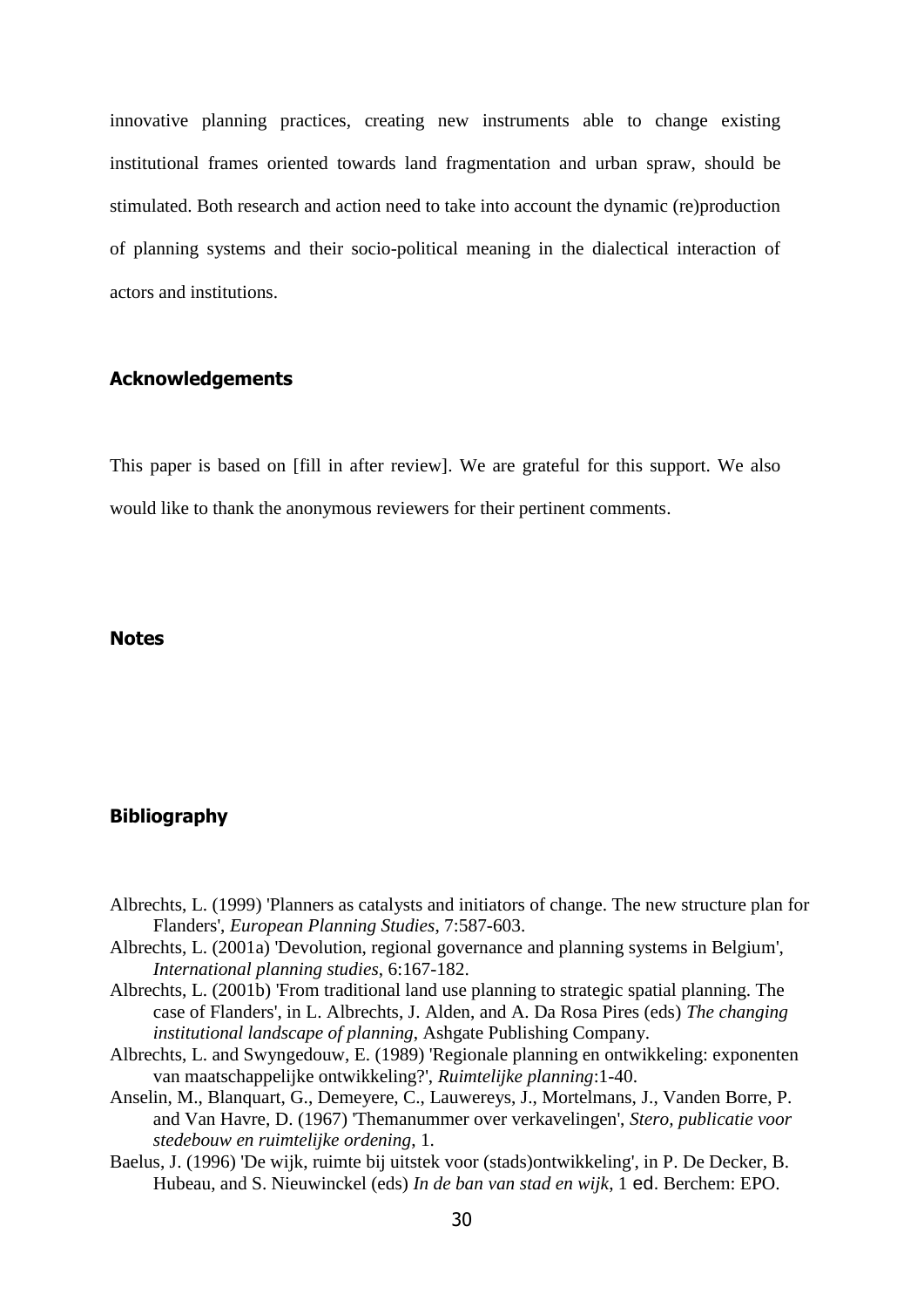innovative planning practices, creating new instruments able to change existing institutional frames oriented towards land fragmentation and urban spraw, should be stimulated. Both research and action need to take into account the dynamic (re)production of planning systems and their socio-political meaning in the dialectical interaction of actors and institutions.

## Acknowledgements

This paper is based on [fill in after review]. We are grateful for this support. We also would like to thank the anonymous reviewers for their pertinent comments.

## Notes

## Bibliography

Albrechts, L. (1999) 'Planners as catalysts and initiators of change. The new structure plan for Flanders', *European Planning Studies*, 7:587-603.

Albrechts, L. (2001a) 'Devolution, regional governance and planning systems in Belgium', *International planning studies*, 6:167-182.

Albrechts, L. (2001b) 'From traditional land use planning to strategic spatial planning. The case of Flanders', in L. Albrechts, J. Alden, and A. Da Rosa Pires (eds) *The changing institutional landscape of planning*, Ashgate Publishing Company.

Albrechts, L. and Swyngedouw, E. (1989) 'Regionale planning en ontwikkeling: exponenten van maatschappelijke ontwikkeling?', *Ruimtelijke planning*:1-40.

Anselin, M., Blanquart, G., Demeyere, C., Lauwereys, J., Mortelmans, J., Vanden Borre, P. and Van Havre, D. (1967) 'Themanummer over verkavelingen', *Stero, publicatie voor stedebouw en ruimtelijke ordening*, 1.

Baelus, J. (1996) 'De wijk, ruimte bij uitstek voor (stads)ontwikkeling', in P. De Decker, B. Hubeau, and S. Nieuwinckel (eds) *In de ban van stad en wijk*, 1 ed. Berchem: EPO.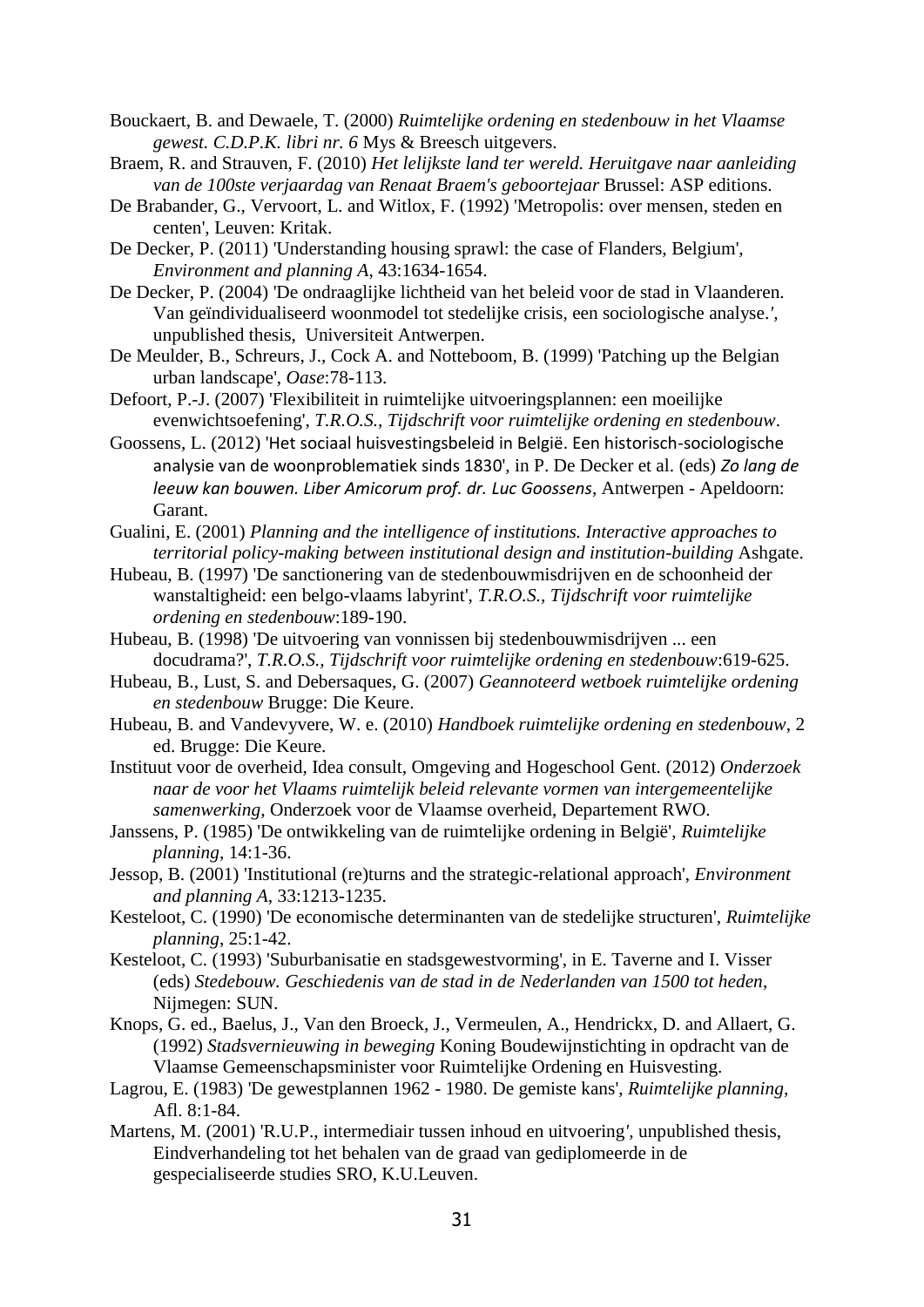Bouckaert, B. and Dewaele, T. (2000) *Ruimtelijke ordening en stedenbouw in het Vlaamse gewest. C.D.P.K. libri nr. 6* Mys & Breesch uitgevers.

Braem, R. and Strauven, F. (2010) *Het lelijkste land ter wereld. Heruitgave naar aanleiding van de 100ste verjaardag van Renaat Braem's geboortejaar* Brussel: ASP editions.

De Brabander, G., Vervoort, L. and Witlox, F. (1992) 'Metropolis: over mensen, steden en centen', Leuven: Kritak.

De Decker, P. (2011) 'Understanding housing sprawl: the case of Flanders, Belgium', *Environment and planning A*, 43:1634-1654.

De Decker, P. (2004) 'De ondraaglijke lichtheid van het beleid voor de stad in Vlaanderen. Van geïndividualiseerd woonmodel tot stedelijke crisis, een sociologische analyse.', unpublished thesis, Universiteit Antwerpen.

De Meulder, B., Schreurs, J., Cock A. and Notteboom, B. (1999) 'Patching up the Belgian urban landscape', *Oase*:78-113.

Defoort, P.-J. (2007) 'Flexibiliteit in ruimtelijke uitvoeringsplannen: een moeilijke evenwichtsoefening', *T.R.O.S., Tijdschrift voor ruimtelijke ordening en stedenbouw*.

Goossens, L. (2012) 'Het sociaal huisvestingsbeleid in België. Een historisch-sociologische analysie van de woonproblematiek sinds 1830', in P. De Decker et al. (eds) *Zo lang de leeuw kan bouwen. Liber Amicorum prof. dr. Luc Goossens*, Antwerpen - Apeldoorn: Garant.

Gualini, E. (2001) *Planning and the intelligence of institutions. Interactive approaches to territorial policy-making between institutional design and institution-building* Ashgate.

Hubeau, B. (1997) 'De sanctionering van de stedenbouwmisdrijven en de schoonheid der wanstaltigheid: een belgo-vlaams labyrint', *T.R.O.S., Tijdschrift voor ruimtelijke ordening en stedenbouw*:189-190.

Hubeau, B. (1998) 'De uitvoering van vonnissen bij stedenbouwmisdrijven ... een docudrama?', *T.R.O.S., Tijdschrift voor ruimtelijke ordening en stedenbouw*:619-625.

Hubeau, B., Lust, S. and Debersaques, G. (2007) *Geannoteerd wetboek ruimtelijke ordening en stedenbouw* Brugge: Die Keure.

Hubeau, B. and Vandevyvere, W. e. (2010) *Handboek ruimtelijke ordening en stedenbouw*, 2 ed. Brugge: Die Keure.

Instituut voor de overheid, Idea consult, Omgeving and Hogeschool Gent. (2012) *Onderzoek naar de voor het Vlaams ruimtelijk beleid relevante vormen van intergemeentelijke samenwerking*, Onderzoek voor de Vlaamse overheid, Departement RWO.

Janssens, P. (1985) 'De ontwikkeling van de ruimtelijke ordening in België', *Ruimtelijke planning*, 14:1-36.

Jessop, B. (2001) 'Institutional (re)turns and the strategic-relational approach', *Environment and planning A*, 33:1213-1235.

Kesteloot, C. (1990) 'De economische determinanten van de stedelijke structuren', *Ruimtelijke planning*, 25:1-42.

Kesteloot, C. (1993) 'Suburbanisatie en stadsgewestvorming', in E. Taverne and I. Visser (eds) *Stedebouw. Geschiedenis van de stad in de Nederlanden van 1500 tot heden*, Nijmegen: SUN.

Knops, G. ed., Baelus, J., Van den Broeck, J., Vermeulen, A., Hendrickx, D. and Allaert, G. (1992) *Stadsvernieuwing in beweging* Koning Boudewijnstichting in opdracht van de Vlaamse Gemeenschapsminister voor Ruimtelijke Ordening en Huisvesting.

Lagrou, E. (1983) 'De gewestplannen 1962 - 1980. De gemiste kans', *Ruimtelijke planning*, Afl. 8:1-84.

Martens, M. (2001) 'R.U.P., intermediair tussen inhoud en uitvoering', unpublished thesis, Eindverhandeling tot het behalen van de graad van gediplomeerde in de gespecialiseerde studies SRO, K.U.Leuven.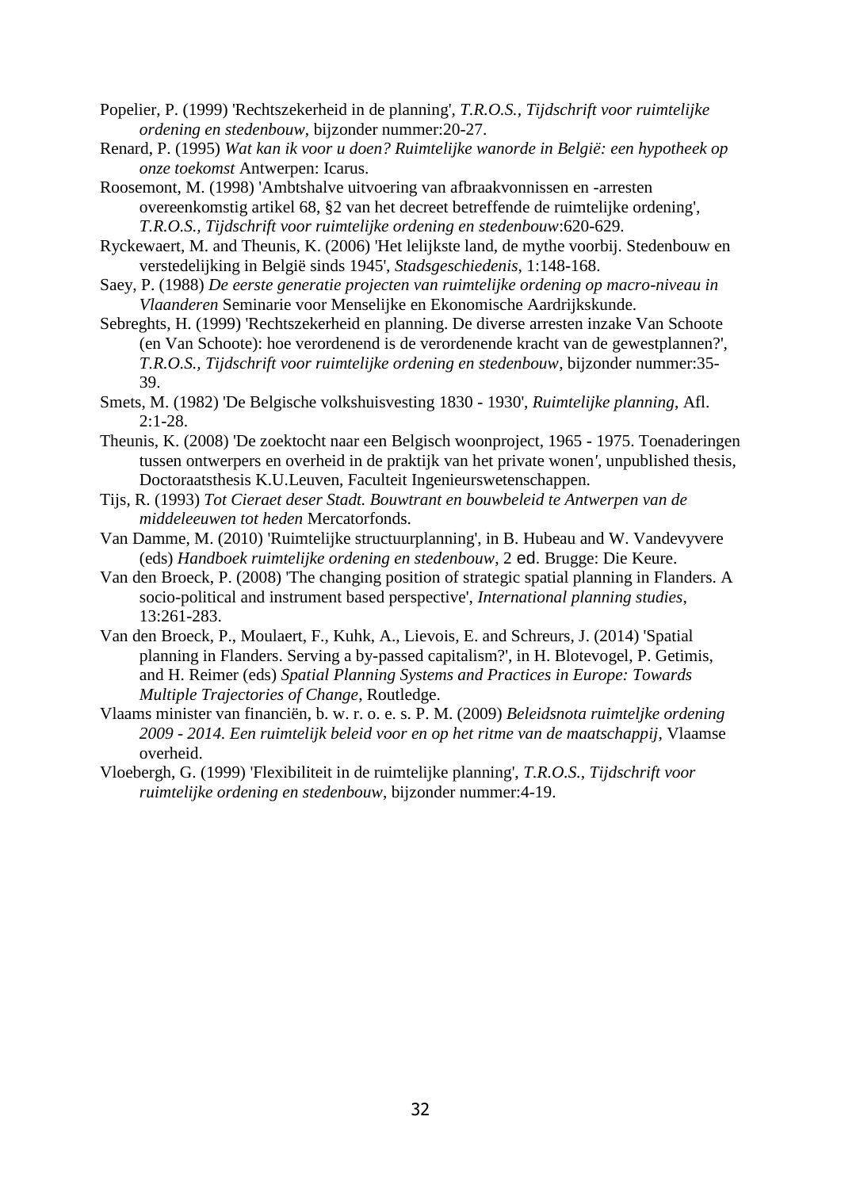Popelier, P. (1999) 'Rechtszekerheid in de planning', *T.R.O.S., Tijdschrift voor ruimtelijke ordening en stedenbouw*, bijzonder nummer:20-27.

Renard, P. (1995) *Wat kan ik voor u doen? Ruimtelijke wanorde in België: een hypotheek op onze toekomst* Antwerpen: Icarus.

Roosemont, M. (1998) 'Ambtshalve uitvoering van afbraakvonnissen en -arresten overeenkomstig artikel 68, §2 van het decreet betreffende de ruimtelijke ordening', *T.R.O.S., Tijdschrift voor ruimtelijke ordening en stedenbouw*:620-629.

Ryckewaert, M. and Theunis, K. (2006) 'Het lelijkste land, de mythe voorbij. Stedenbouw en verstedelijking in België sinds 1945', *Stadsgeschiedenis*, 1:148-168.

Saey, P. (1988) *De eerste generatie projecten van ruimtelijke ordening op macro-niveau in Vlaanderen* Seminarie voor Menselijke en Ekonomische Aardrijkskunde.

Sebreghts, H. (1999) 'Rechtszekerheid en planning. De diverse arresten inzake Van Schoote (en Van Schoote): hoe verordenend is de verordenende kracht van de gewestplannen?', *T.R.O.S., Tijdschrift voor ruimtelijke ordening en stedenbouw*, bijzonder nummer:35-39.

Smets, M. (1982) 'De Belgische volkshuisvesting 1830 - 1930', *Ruimtelijke planning*, Afl. 2:1-28.

Theunis, K. (2008) 'De zoektocht naar een Belgisch woonproject, 1965 - 1975. Toenaderingen tussen ontwerpers en overheid in de praktijk van het private wonen', unpublished thesis, Doctoraatsthesis K.U.Leuven, Faculteit Ingenieurswetenschappen.

Tijs, R. (1993) *Tot Cieraet deser Stadt. Bouwtrant en bouwbeleid te Antwerpen van de middeleeuwen tot heden* Mercatorfonds.

Van Damme, M. (2010) 'Ruimtelijke structuurplanning', in B. Hubeau and W. Vandevyvere (eds) *Handboek ruimtelijke ordening en stedenbouw*, 2 ed. Brugge: Die Keure.

Van den Broeck, P. (2008) 'The changing position of strategic spatial planning in Flanders. A socio-political and instrument based perspective', *International planning studies*, 13:261-283.

Van den Broeck, P., Moulaert, F., Kuhk, A., Lievois, E. and Schreurs, J. (2014) 'Spatial planning in Flanders. Serving a by-passed capitalism?', in H. Blotevogel, P. Getimis, and H. Reimer (eds) *Spatial Planning Systems and Practices in Europe: Towards Multiple Trajectories of Change*, Routledge.

Vlaams minister van financiën, b. w. r. o. e. s. P. M. (2009) *Beleidsnota ruimteljke ordening 2009 - 2014. Een ruimtelijk beleid voor en op het ritme van de maatschappij*, Vlaamse overheid.

Vloebergh, G. (1999) 'Flexibiliteit in de ruimtelijke planning', *T.R.O.S., Tijdschrift voor ruimtelijke ordening en stedenbouw*, bijzonder nummer:4-19.